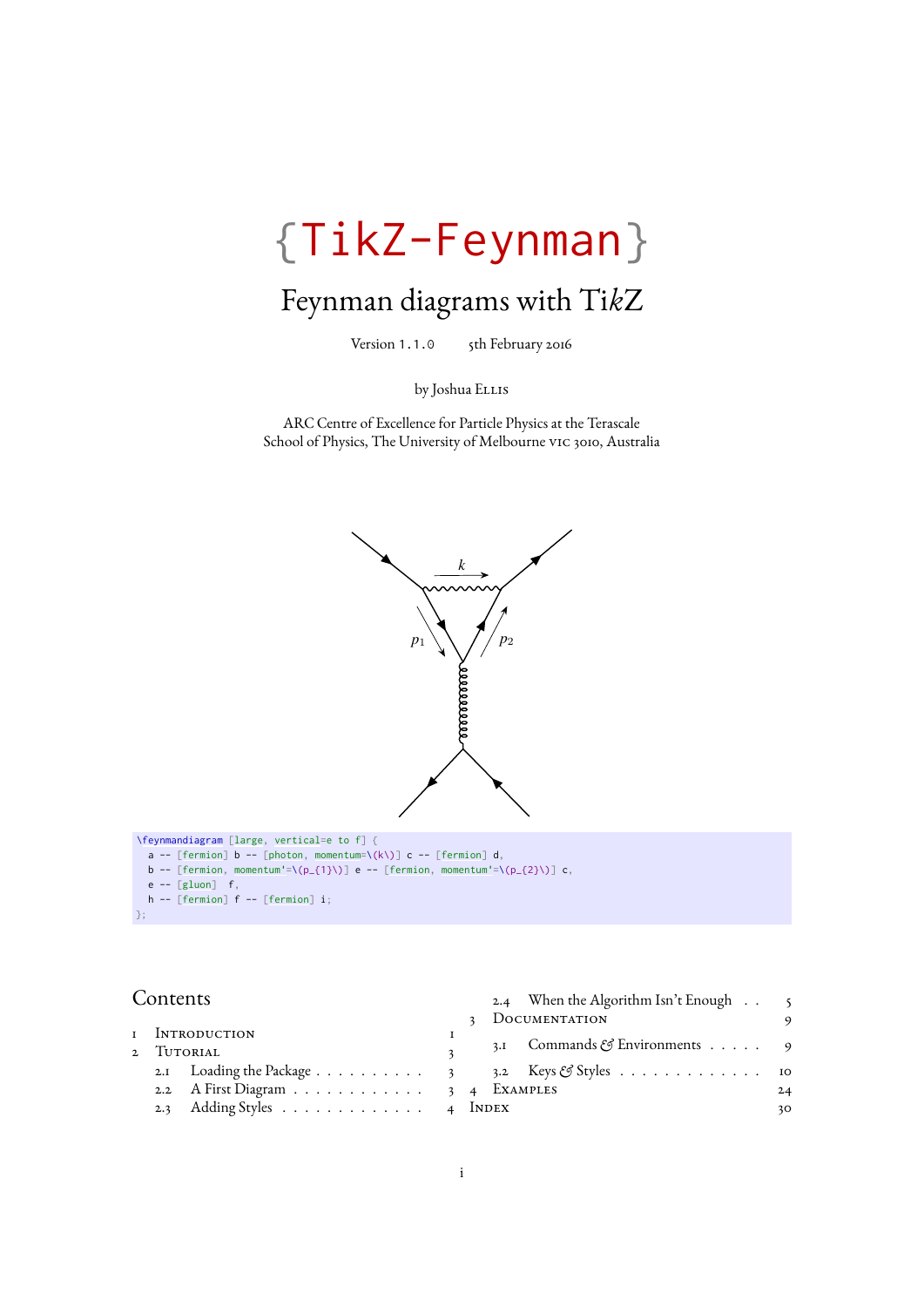# {TikZ-Feynman}

## Feynman diagrams with Ti*k*Z

Version 1.1.0 5th February 2016

by Joshua Ellis

ARC Centre of Excellence for Particle Physics at the Terascale
School of Physics, The University of Melbourne vic 3010, Australia

```
\feynmandiagram [large, vertical=e to f] {
  a -- [fermion] b -- [photon, momentum=\(k\)] c -- [fermion] d,
  b -- [fermion, momentum'=\(p_{1}\)] e -- [fermion, momentum'=\(p_{2}\)] c,
  e -- [gluon]  f,
  h -- [fermion] f -- [fermion] i;
};
```

## Contents

1 Introduction 1
2 Tutorial 3
  2.1 Loading the Package 3
  2.2 A First Diagram 3
  2.3 Adding Styles 4
  2.4 When the Algorithm Isn't Enough 5
3 Documentation 9
  3.1 Commands & Environments 9
  3.2 Keys & Styles 10
4 Examples 24
Index 30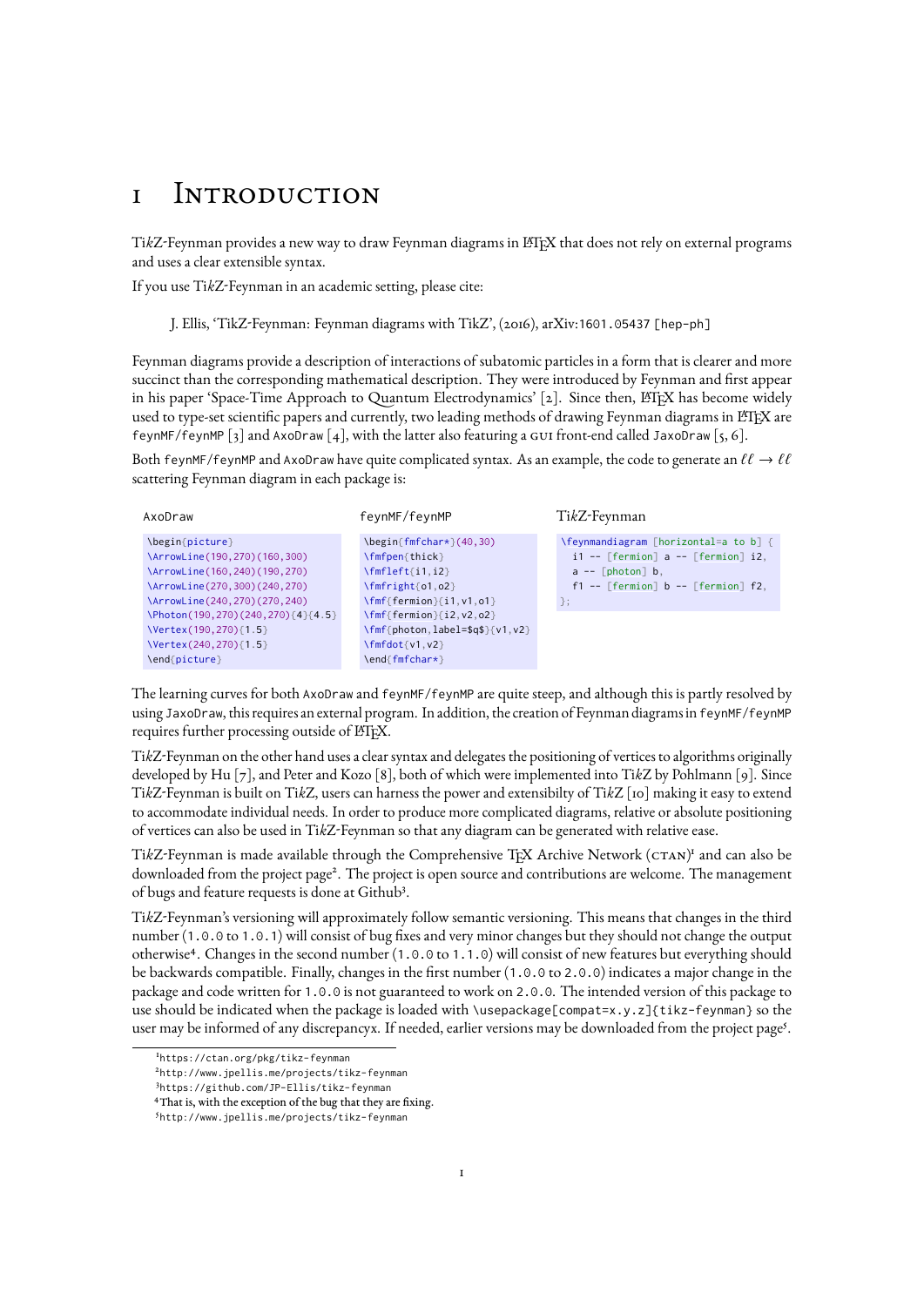# 1 Introduction

Ti*k*Z-Feynman provides a new way to draw Feynman diagrams in LaTeX that does not rely on external programs and uses a clear extensible syntax.

If you use Ti*k*Z-Feynman in an academic setting, please cite:

> J. Ellis, 'TikZ-Feynman: Feynman diagrams with TikZ', (2016), arXiv:`1601.05437 [hep-ph]`

Feynman diagrams provide a description of interactions of subatomic particles in a form that is clearer and more succinct than the corresponding mathematical description. They were introduced by Feynman and first appear in his paper 'Space-Time Approach to Quantum Electrodynamics' [2]. Since then, LaTeX has become widely used to type-set scientific papers and currently, two leading methods of drawing Feynman diagrams in LaTeX are `feynMF/feynMP` [3] and `AxoDraw` [4], with the latter also featuring a GUI front-end called `JaxoDraw` [5, 6].

Both `feynMF/feynMP` and `AxoDraw` have quite complicated syntax. As an example, the code to generate an $\ell\ell \to \ell\ell$ scattering Feynman diagram in each package is:

`AxoDraw`

```
\begin{picture}
\ArrowLine(190,270)(160,300)
\ArrowLine(160,240)(190,270)
\ArrowLine(270,300)(240,270)
\ArrowLine(240,270)(270,240)
\Photon(190,270)(240,270){4}{4.5}
\Vertex(190,270){1.5}
\Vertex(240,270){1.5}
\end{picture}
```

`feynMF/feynMP`

```
\begin{fmfchar*}(40,30)
\fmfpen{thick}
\fmfleft{i1,i2}
\fmfright{o1,o2}
\fmf{fermion}{i1,v1,o1}
\fmf{fermion}{i2,v2,o2}
\fmf{photon,label=$q$}{v1,v2}
\fmfdot{v1,v2}
\end{fmfchar*}
```

Ti*k*Z-Feynman

```
\feynmandiagram [horizontal=a to b] {
  i1 -- [fermion] a -- [fermion] i2,
  a -- [photon] b,
  f1 -- [fermion] b -- [fermion] f2,
};
```

The learning curves for both `AxoDraw` and `feynMF/feynMP` are quite steep, and although this is partly resolved by using `JaxoDraw`, this requires an external program. In addition, the creation of Feynman diagrams in `feynMF/feynMP` requires further processing outside of LaTeX.

Ti*k*Z-Feynman on the other hand uses a clear syntax and delegates the positioning of vertices to algorithms originally developed by Hu [7], and Peter and Kozo [8], both of which were implemented into Ti*k*Z by Pohlmann [9]. Since Ti*k*Z-Feynman is built on Ti*k*Z, users can harness the power and extensibilty of Ti*k*Z [10] making it easy to extend to accommodate individual needs. In order to produce more complicated diagrams, relative or absolute positioning of vertices can also be used in Ti*k*Z-Feynman so that any diagram can be generated with relative ease.

Ti*k*Z-Feynman is made available through the Comprehensive TeX Archive Network (CTAN)[1] and can also be downloaded from the project page[2]. The project is open source and contributions are welcome. The management of bugs and feature requests is done at Github[3].

Ti*k*Z-Feynman's versioning will approximately follow semantic versioning. This means that changes in the third number (`1.0.0` to `1.0.1`) will consist of bug fixes and very minor changes but they should not change the output otherwise[4]. Changes in the second number (`1.0.0` to `1.1.0`) will consist of new features but everything should be backwards compatible. Finally, changes in the first number (`1.0.0` to `2.0.0`) indicates a major change in the package and code written for `1.0.0` is not guaranteed to work on `2.0.0`. The intended version of this package to use should be indicated when the package is loaded with `\usepackage[compat=x.y.z]{tikz-feynman}` so the user may be informed of any discrepancyx. If needed, earlier versions may be downloaded from the project page[5].

---

[1] `https://ctan.org/pkg/tikz-feynman`

[2] `http://www.jpellis.me/projects/tikz-feynman`

[3] `https://github.com/JP-Ellis/tikz-feynman`

[4] That is, with the exception of the bug that they are fixing.

[5] `http://www.jpellis.me/projects/tikz-feynman`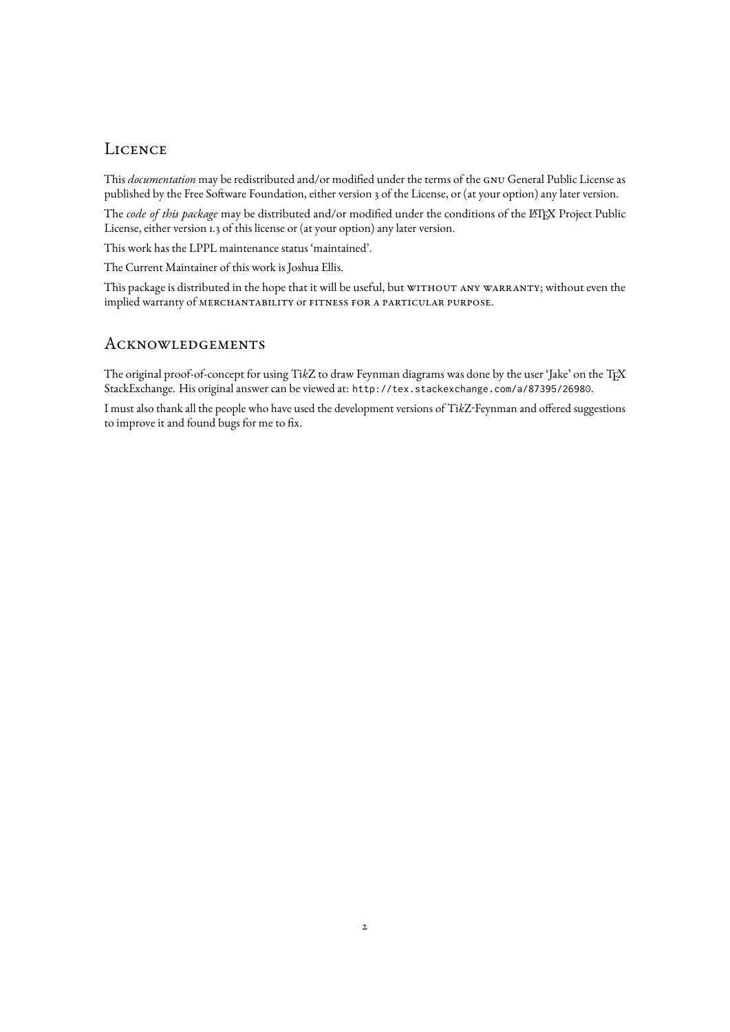## Licence

This *documentation* may be redistributed and/or modified under the terms of the GNU General Public License as published by the Free Software Foundation, either version 3 of the License, or (at your option) any later version.

The *code of this package* may be distributed and/or modified under the conditions of the LaTeX Project Public License, either version 1.3 of this license or (at your option) any later version.

This work has the LPPL maintenance status 'maintained'.

The Current Maintainer of this work is Joshua Ellis.

This package is distributed in the hope that it will be useful, but WITHOUT ANY WARRANTY; without even the implied warranty of MERCHANTABILITY or FITNESS FOR A PARTICULAR PURPOSE.

## Acknowledgements

The original proof-of-concept for using Ti*k*Z to draw Feynman diagrams was done by the user 'Jake' on the TeX StackExchange. His original answer can be viewed at: `http://tex.stackexchange.com/a/87395/26980`.

I must also thank all the people who have used the development versions of Ti*k*Z-Feynman and offered suggestions to improve it and found bugs for me to fix.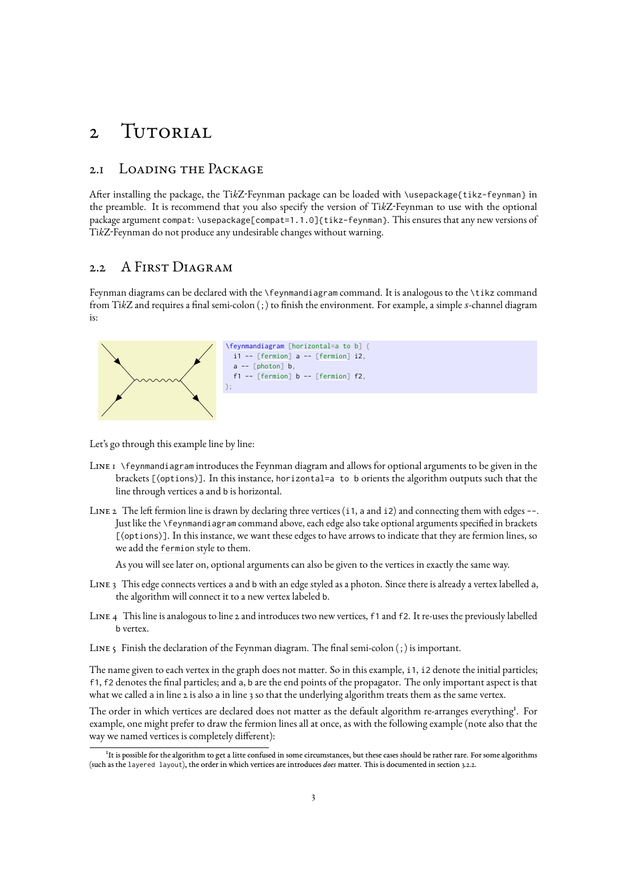# 2 Tutorial

## 2.1 Loading the Package

After installing the package, the TikZ-Feynman package can be loaded with `\usepackage{tikz-feynman}` in the preamble. It is recommend that you also specify the version of TikZ-Feynman to use with the optional package argument `compat`: `\usepackage[compat=1.1.0]{tikz-feynman}`. This ensures that any new versions of TikZ-Feynman do not produce any undesirable changes without warning.

## 2.2 A First Diagram

Feynman diagrams can be declared with the `\feynmandiagram` command. It is analogous to the `\tikz` command from TikZ and requires a final semi-colon (`;`) to finish the environment. For example, a simple $s$-channel diagram is:

```
\feynmandiagram [horizontal=a to b] {
  i1 -- [fermion] a -- [fermion] i2,
  a -- [photon] b,
  f1 -- [fermion] b -- [fermion] f2,
};
```

Let's go through this example line by line:

Line 1 `\feynmandiagram` introduces the Feynman diagram and allows for optional arguments to be given in the brackets `[⟨options⟩]`. In this instance, `horizontal=a to b` orients the algorithm outputs such that the line through vertices `a` and `b` is horizontal.

Line 2 The left fermion line is drawn by declaring three vertices (`i1`, `a` and `i2`) and connecting them with edges `--`. Just like the `\feynmandiagram` command above, each edge also take optional arguments specified in brackets `[⟨options⟩]`. In this instance, we want these edges to have arrows to indicate that they are fermion lines, so we add the `fermion` style to them.

As you will see later on, optional arguments can also be given to the vertices in exactly the same way.

Line 3 This edge connects vertices `a` and `b` with an edge styled as a photon. Since there is already a vertex labelled `a`, the algorithm will connect it to a new vertex labeled `b`.

Line 4 This line is analogous to line 2 and introduces two new vertices, `f1` and `f2`. It re-uses the previously labelled `b` vertex.

Line 5 Finish the declaration of the Feynman diagram. The final semi-colon (`;`) is important.

The name given to each vertex in the graph does not matter. So in this example, `i1`, `i2` denote the initial particles; `f1`, `f2` denotes the final particles; and `a`, `b` are the end points of the propagator. The only important aspect is that what we called `a` in line 2 is also `a` in line 3 so that the underlying algorithm treats them as the same vertex.

The order in which vertices are declared does not matter as the default algorithm re-arranges everything[1]. For example, one might prefer to draw the fermion lines all at once, as with the following example (note also that the way we named vertices is completely different):

[1] It is possible for the algorithm to get a litte confused in some circumstances, but these cases should be rather rare. For some algorithms (such as the `layered layout`), the order in which vertices are introduces *does* matter. This is documented in section 3.2.2.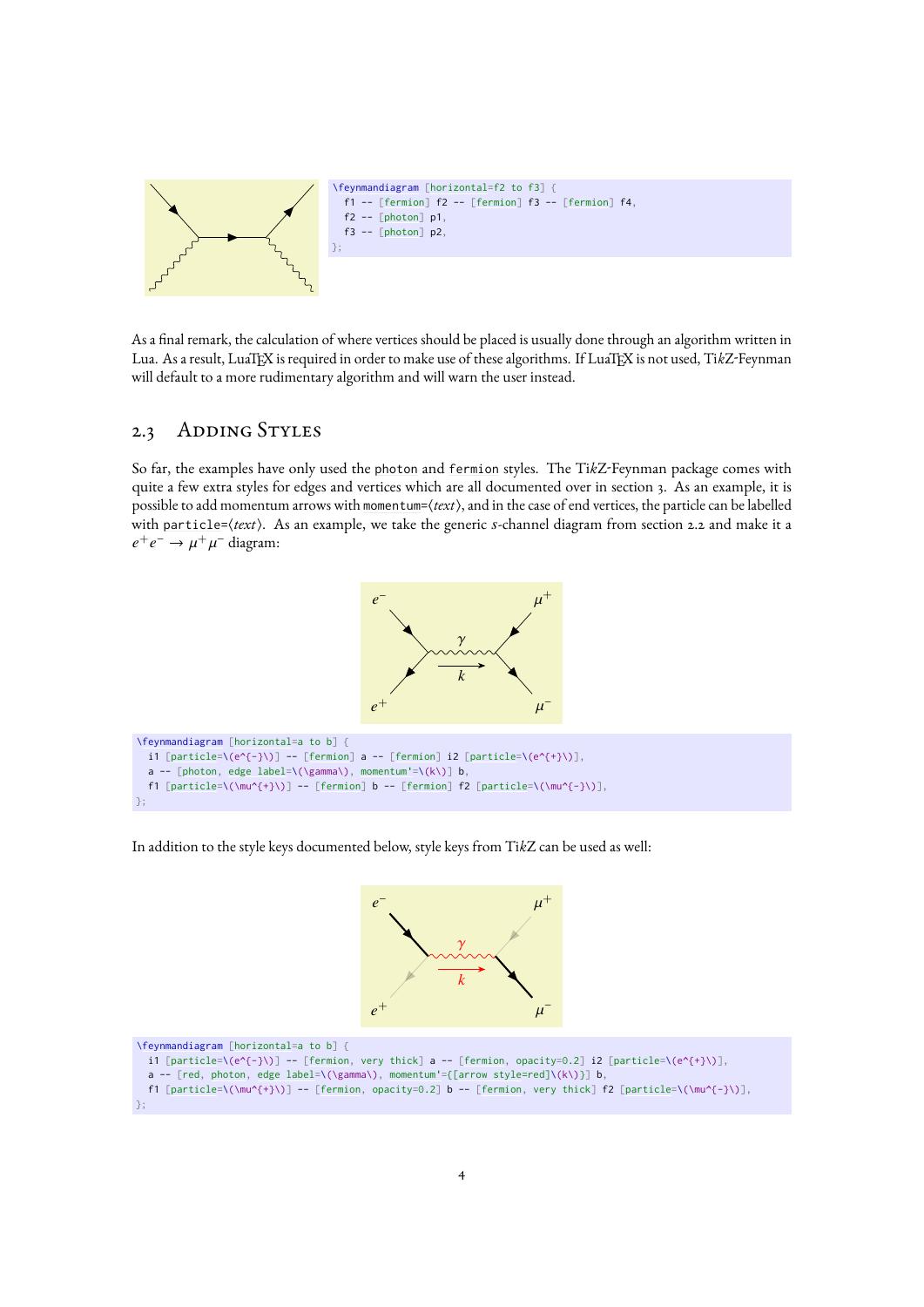```
\feynmandiagram [horizontal=f2 to f3] {
  f1 -- [fermion] f2 -- [fermion] f3 -- [fermion] f4,
  f2 -- [photon] p1,
  f3 -- [photon] p2,
};
```

As a final remark, the calculation of where vertices should be placed is usually done through an algorithm written in Lua. As a result, LuaTeX is required in order to make use of these algorithms. If LuaTeX is not used, TikZ-Feynman will default to a more rudimentary algorithm and will warn the user instead.

## 2.3 Adding Styles

So far, the examples have only used the `photon` and `fermion` styles. The TikZ-Feynman package comes with quite a few extra styles for edges and vertices which are all documented over in section 3. As an example, it is possible to add momentum arrows with `momentum=`⟨*text*⟩, and in the case of end vertices, the particle can be labelled with `particle=`⟨*text*⟩. As an example, we take the generic $s$-channel diagram from section 2.2 and make it a $e^+e^- \to \mu^+\mu^-$ diagram:

```
\feynmandiagram [horizontal=a to b] {
  i1 [particle=\(e^{-}\)] -- [fermion] a -- [fermion] i2 [particle=\(e^{+}\)],
  a -- [photon, edge label=\(\gamma\), momentum'=\(k\)] b,
  f1 [particle=\(\mu^{+}\)] -- [fermion] b -- [fermion] f2 [particle=\(\mu^{-}\)],
};
```

In addition to the style keys documented below, style keys from TikZ can be used as well:

```
\feynmandiagram [horizontal=a to b] {
  i1 [particle=\(e^{-}\)] -- [fermion, very thick] a -- [fermion, opacity=0.2] i2 [particle=\(e^{+}\)],
  a -- [red, photon, edge label=\(\gamma\), momentum'={[arrow style=red]\(k\)}] b,
  f1 [particle=\(\mu^{+}\)] -- [fermion, opacity=0.2] b -- [fermion, very thick] f2 [particle=\(\mu^{-}\)],
};
```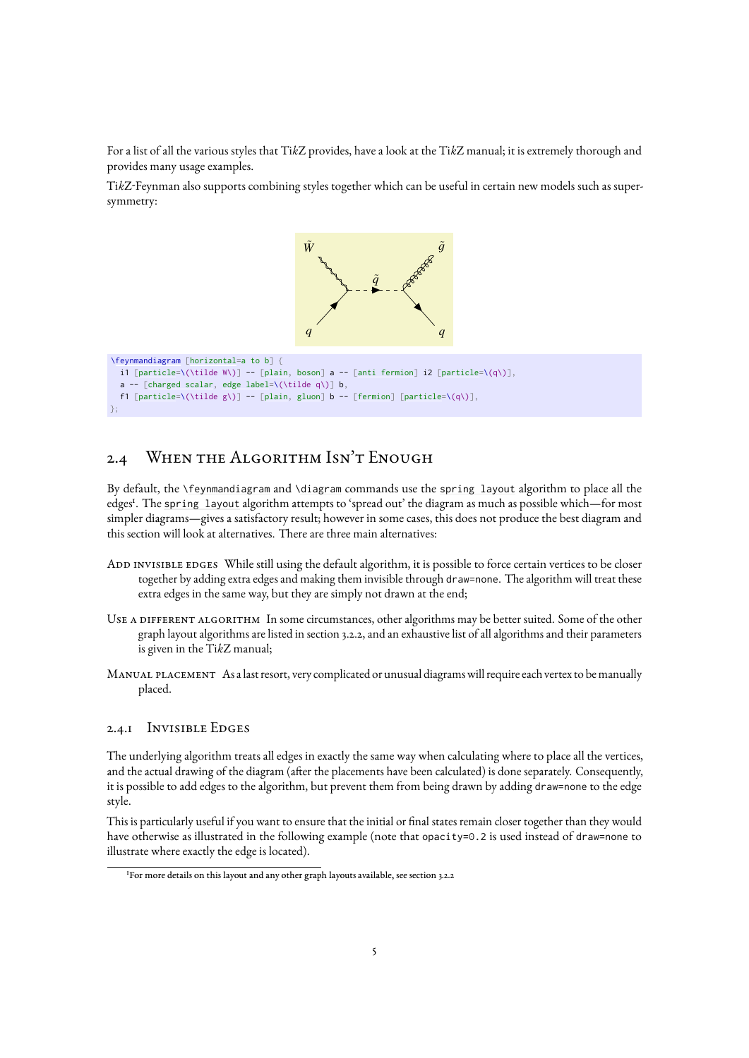For a list of all the various styles that Ti*k*Z provides, have a look at the Ti*k*Z manual; it is extremely thorough and provides many usage examples.

Ti*k*Z-Feynman also supports combining styles together which can be useful in certain new models such as supersymmetry:

```
\feynmandiagram [horizontal=a to b] {
  i1 [particle=\(\tilde W\)] -- [plain, boson] a -- [anti fermion] i2 [particle=\(q\)],
  a -- [charged scalar, edge label=\(\tilde q\)] b,
  f1 [particle=\(\tilde g\)] -- [plain, gluon] b -- [fermion] [particle=\(q\)],
};
```

## 2.4 When the Algorithm Isn't Enough

By default, the `\feynmandiagram` and `\diagram` commands use the `spring layout` algorithm to place all the edges[1]. The `spring layout` algorithm attempts to 'spread out' the diagram as much as possible which—for most simpler diagrams—gives a satisfactory result; however in some cases, this does not produce the best diagram and this section will look at alternatives. There are three main alternatives:

**Add invisible edges** While still using the default algorithm, it is possible to force certain vertices to be closer together by adding extra edges and making them invisible through `draw=none`. The algorithm will treat these extra edges in the same way, but they are simply not drawn at the end;

**Use a different algorithm** In some circumstances, other algorithms may be better suited. Some of the other graph layout algorithms are listed in section 3.2.2, and an exhaustive list of all algorithms and their parameters is given in the Ti*k*Z manual;

**Manual placement** As a last resort, very complicated or unusual diagrams will require each vertex to be manually placed.

### 2.4.1 Invisible Edges

The underlying algorithm treats all edges in exactly the same way when calculating where to place all the vertices, and the actual drawing of the diagram (after the placements have been calculated) is done separately. Consequently, it is possible to add edges to the algorithm, but prevent them from being drawn by adding `draw=none` to the edge style.

This is particularly useful if you want to ensure that the initial or final states remain closer together than they would have otherwise as illustrated in the following example (note that `opacity=0.2` is used instead of `draw=none` to illustrate where exactly the edge is located).

[1] For more details on this layout and any other graph layouts available, see section 3.2.2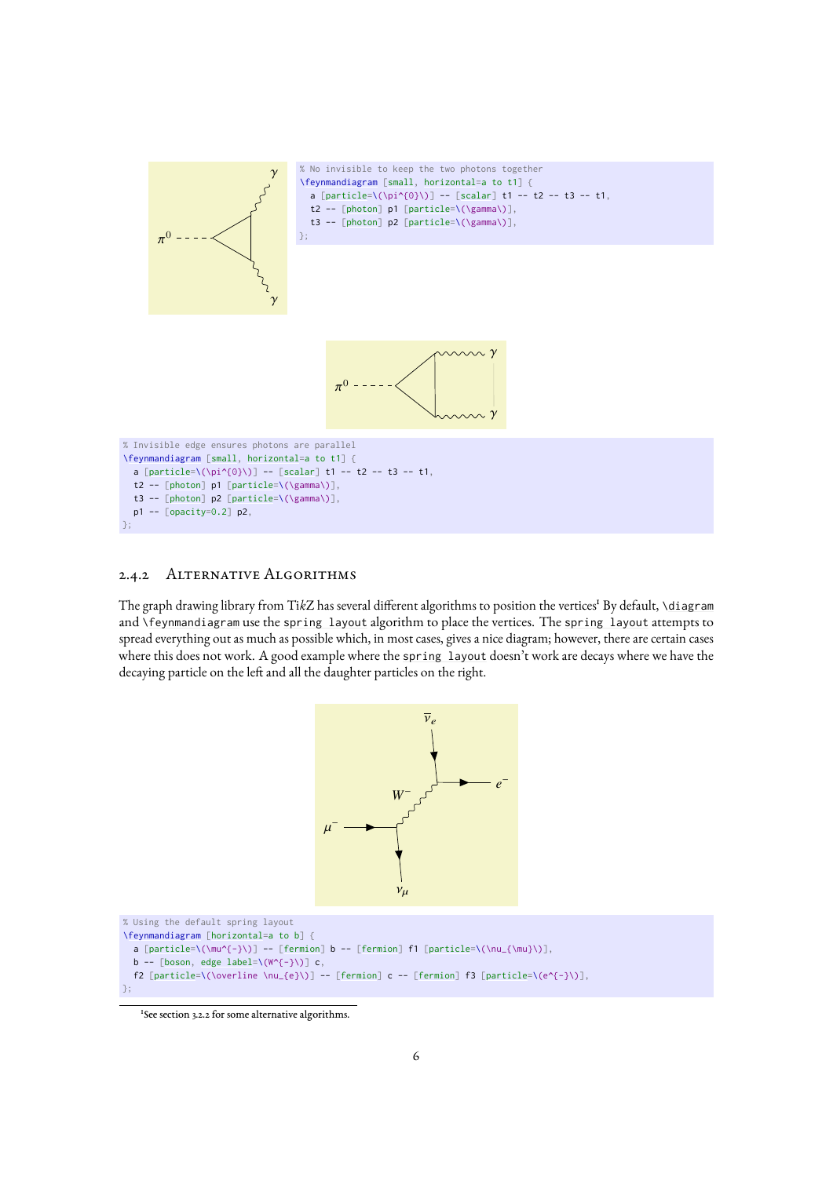```
% No invisible to keep the two photons together
\feynmandiagram [small, horizontal=a to t1] {
  a [particle=\(\pi^{0}\)] -- [scalar] t1 -- t2 -- t3 -- t1,
  t2 -- [photon] p1 [particle=\(\gamma\)],
  t3 -- [photon] p2 [particle=\(\gamma\)],
};
```

```
% Invisible edge ensures photons are parallel
\feynmandiagram [small, horizontal=a to t1] {
  a [particle=\(\pi^{0}\)] -- [scalar] t1 -- t2 -- t3 -- t1,
  t2 -- [photon] p1 [particle=\(\gamma\)],
  t3 -- [photon] p2 [particle=\(\gamma\)],
  p1 -- [opacity=0.2] p2,
};
```

### 2.4.2 Alternative Algorithms

The graph drawing library from Ti*k*Z has several different algorithms to position the vertices[1] By default, `\diagram` and `\feynmandiagram` use the `spring layout` algorithm to place the vertices. The `spring layout` attempts to spread everything out as much as possible which, in most cases, gives a nice diagram; however, there are certain cases where this does not work. A good example where the `spring layout` doesn't work are decays where we have the decaying particle on the left and all the daughter particles on the right.

```
% Using the default spring layout
\feynmandiagram [horizontal=a to b] {
  a [particle=\(\mu^{-}\)] -- [fermion] b -- [fermion] f1 [particle=\(\nu_{\mu}\)],
  b -- [boson, edge label=\(W^{-}\)] c,
  f2 [particle=\(\overline \nu_{e}\)] -- [fermion] c -- [fermion] f3 [particle=\(e^{-}\)],
};
```

[1] See section 3.2.2 for some alternative algorithms.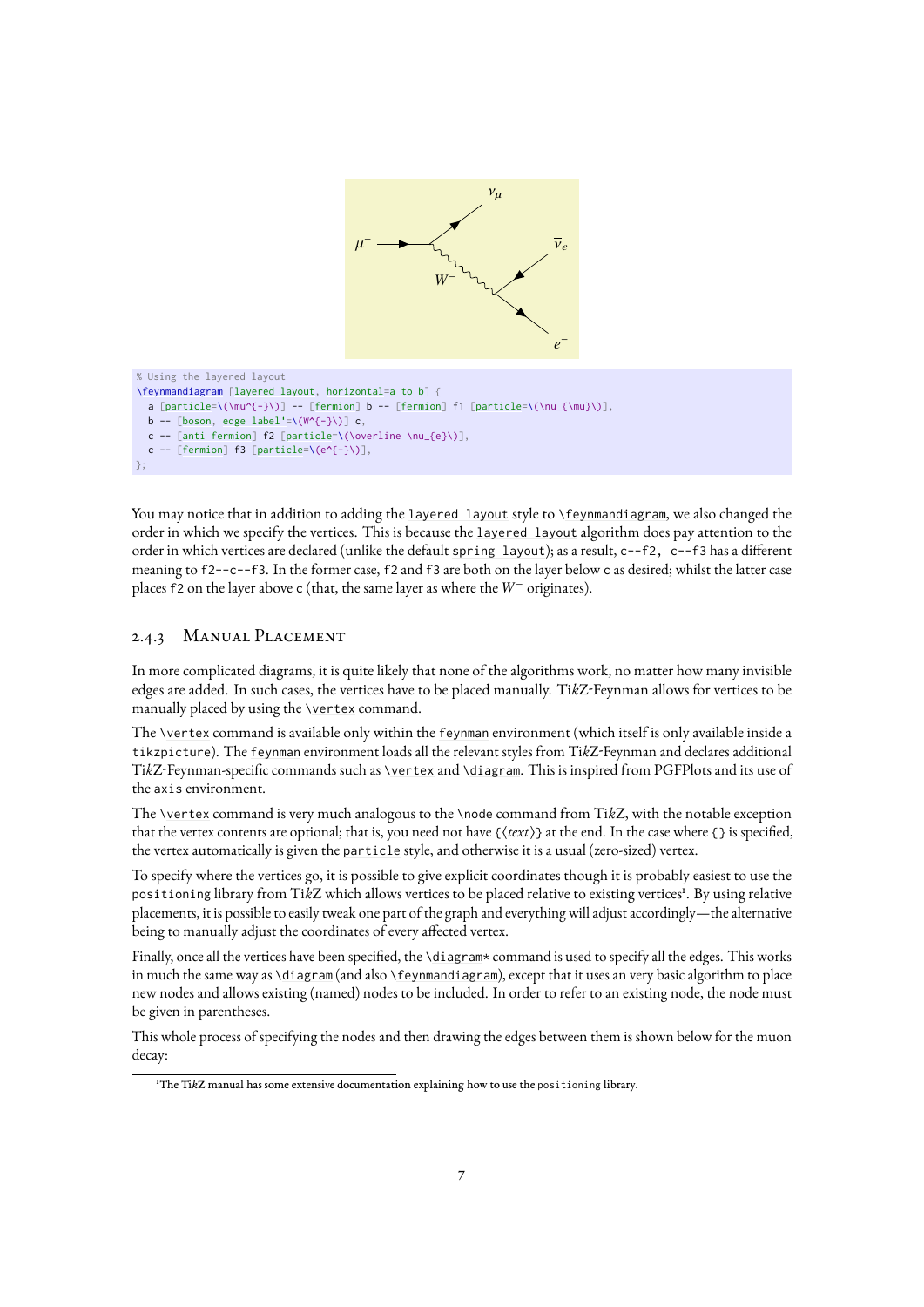```
% Using the layered layout
\feynmandiagram [layered layout, horizontal=a to b] {
  a [particle=\(\mu^{-}\)] -- [fermion] b -- [fermion] f1 [particle=\(\nu_{\mu}\)],
  b -- [boson, edge label'=\(W^{-}\)] c,
  c -- [anti fermion] f2 [particle=\(\overline \nu_{e}\)],
  c -- [fermion] f3 [particle=\(e^{-}\)],
};
```

You may notice that in addition to adding the `layered layout` style to `\feynmandiagram`, we also changed the order in which we specify the vertices. This is because the `layered layout` algorithm does pay attention to the order in which vertices are declared (unlike the default `spring layout`); as a result, `c--f2, c--f3` has a different meaning to `f2--c--f3`. In the former case, `f2` and `f3` are both on the layer below `c` as desired; whilst the latter case places `f2` on the layer above `c` (that, the same layer as where the $W^-$ originates).

### 2.4.3 Manual Placement

In more complicated diagrams, it is quite likely that none of the algorithms work, no matter how many invisible edges are added. In such cases, the vertices have to be placed manually. Ti*k*Z-Feynman allows for vertices to be manually placed by using the `\vertex` command.

The `\vertex` command is available only within the `feynman` environment (which itself is only available inside a `tikzpicture`). The `feynman` environment loads all the relevant styles from Ti*k*Z-Feynman and declares additional Ti*k*Z-Feynman-specific commands such as `\vertex` and `\diagram`. This is inspired from PGFPlots and its use of the `axis` environment.

The `\vertex` command is very much analogous to the `\node` command from Ti*k*Z, with the notable exception that the vertex contents are optional; that is, you need not have `{⟨text⟩}` at the end. In the case where `{}` is specified, the vertex automatically is given the `particle` style, and otherwise it is a usual (zero-sized) vertex.

To specify where the vertices go, it is possible to give explicit coordinates though it is probably easiest to use the `positioning` library from Ti*k*Z which allows vertices to be placed relative to existing vertices[1]. By using relative placements, it is possible to easily tweak one part of the graph and everything will adjust accordingly—the alternative being to manually adjust the coordinates of every affected vertex.

Finally, once all the vertices have been specified, the `\diagram*` command is used to specify all the edges. This works in much the same way as `\diagram` (and also `\feynmandiagram`), except that it uses an very basic algorithm to place new nodes and allows existing (named) nodes to be included. In order to refer to an existing node, the node must be given in parentheses.

This whole process of specifying the nodes and then drawing the edges between them is shown below for the muon decay:

[1] The Ti*k*Z manual has some extensive documentation explaining how to use the `positioning` library.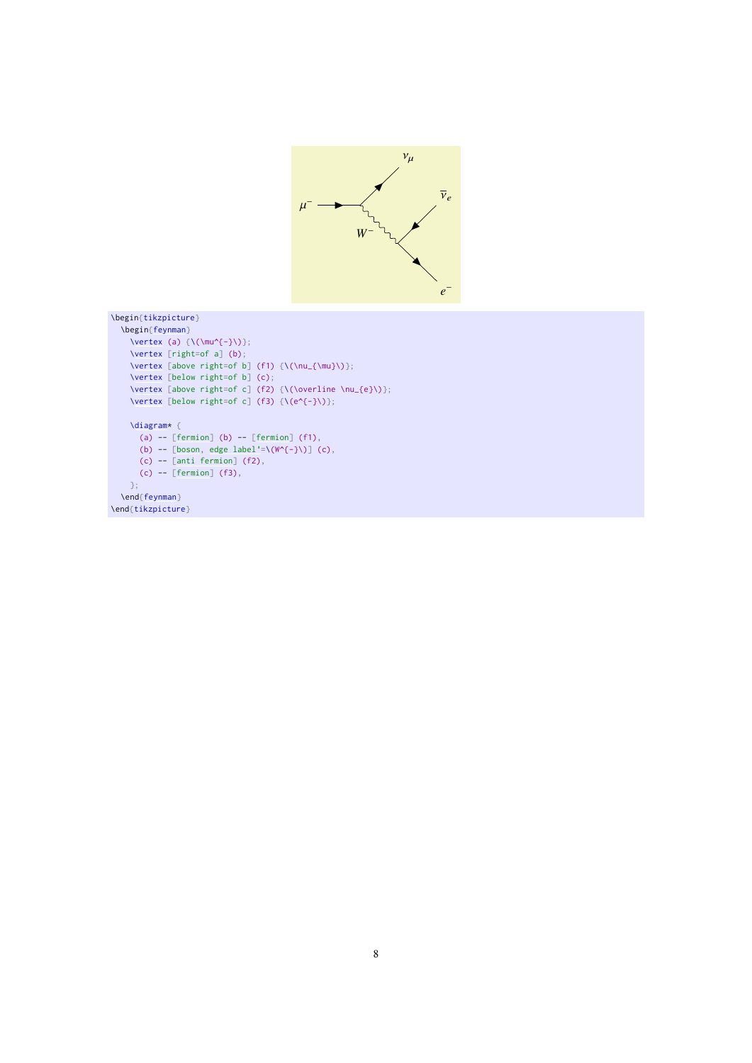```
\begin{tikzpicture}
  \begin{feynman}
    \vertex (a) {\(\mu^{-}\)};
    \vertex [right=of a] (b);
    \vertex [above right=of b] (f1) {\(\nu_{\mu}\)};
    \vertex [below right=of b] (c);
    \vertex [above right=of c] (f2) {\(\overline \nu_{e}\)};
    \vertex [below right=of c] (f3) {\(e^{-}\)};

    \diagram* {
      (a) -- [fermion] (b) -- [fermion] (f1),
      (b) -- [boson, edge label'=\(W^{-}\)] (c),
      (c) -- [anti fermion] (f2),
      (c) -- [fermion] (f3),
    };
  \end{feynman}
\end{tikzpicture}
```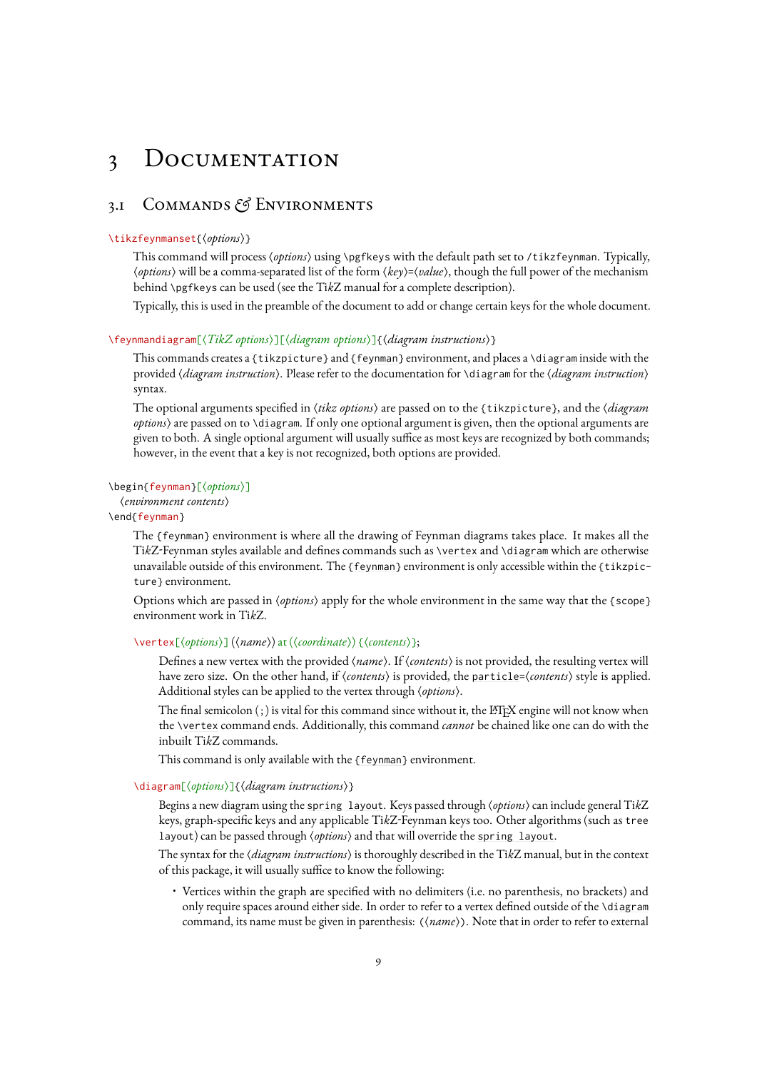# 3 Documentation

## 3.1 Commands & Environments

`\tikzfeynmanset{⟨options⟩}`

This command will process ⟨*options*⟩ using `\pgfkeys` with the default path set to `/tikzfeynman`. Typically, ⟨*options*⟩ will be a comma-separated list of the form ⟨*key*⟩=⟨*value*⟩, though the full power of the mechanism behind `\pgfkeys` can be used (see the Ti*k*Z manual for a complete description).

Typically, this is used in the preamble of the document to add or change certain keys for the whole document.

`\feynmandiagram[⟨TikZ options⟩][⟨diagram options⟩]{⟨diagram instructions⟩}`

This commands creates a `{tikzpicture}` and `{feynman}` environment, and places a `\diagram` inside with the provided ⟨*diagram instruction*⟩. Please refer to the documentation for `\diagram` for the ⟨*diagram instruction*⟩ syntax.

The optional arguments specified in ⟨*tikz options*⟩ are passed on to the `{tikzpicture}`, and the ⟨*diagram options*⟩ are passed on to `\diagram`. If only one optional argument is given, then the optional arguments are given to both. A single optional argument will usually suffice as most keys are recognized by both commands; however, in the event that a key is not recognized, both options are provided.

```
\begin{feynman}[⟨options⟩]
  ⟨environment contents⟩
\end{feynman}
```

The `{feynman}` environment is where all the drawing of Feynman diagrams takes place. It makes all the Ti*k*Z-Feynman styles available and defines commands such as `\vertex` and `\diagram` which are otherwise unavailable outside of this environment. The `{feynman}` environment is only accessible within the `{tikzpicture}` environment.

Options which are passed in ⟨*options*⟩ apply for the whole environment in the same way that the `{scope}` environment work in Ti*k*Z.

`\vertex[⟨options⟩] (⟨name⟩) at (⟨coordinate⟩) {⟨contents⟩};`

Defines a new vertex with the provided ⟨*name*⟩. If ⟨*contents*⟩ is not provided, the resulting vertex will have zero size. On the other hand, if ⟨*contents*⟩ is provided, the `particle=⟨contents⟩` style is applied. Additional styles can be applied to the vertex through ⟨*options*⟩.

The final semicolon (`;`) is vital for this command since without it, the LaTeX engine will not know when the `\vertex` command ends. Additionally, this command *cannot* be chained like one can do with the inbuilt Ti*k*Z commands.

This command is only available with the `{feynman}` environment.

`\diagram[⟨options⟩]{⟨diagram instructions⟩}`

Begins a new diagram using the `spring layout`. Keys passed through ⟨*options*⟩ can include general Ti*k*Z keys, graph-specific keys and any applicable Ti*k*Z-Feynman keys too. Other algorithms (such as `tree layout`) can be passed through ⟨*options*⟩ and that will override the `spring layout`.

The syntax for the ⟨*diagram instructions*⟩ is thoroughly described in the Ti*k*Z manual, but in the context of this package, it will usually suffice to know the following:

- Vertices within the graph are specified with no delimiters (i.e. no parenthesis, no brackets) and only require spaces around either side. In order to refer to a vertex defined outside of the `\diagram` command, its name must be given in parenthesis: `(⟨name⟩)`. Note that in order to refer to external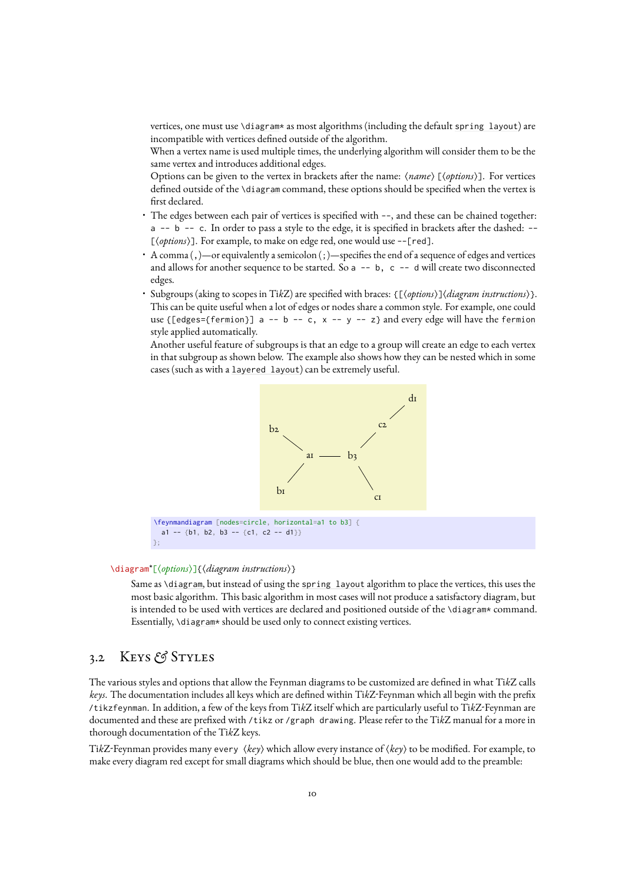vertices, one must use `\diagram*` as most algorithms (including the default `spring layout`) are incompatible with vertices defined outside of the algorithm.

When a vertex name is used multiple times, the underlying algorithm will consider them to be the same vertex and introduces additional edges.

Options can be given to the vertex in brackets after the name: ⟨*name*⟩ `[`⟨*options*⟩`]`. For vertices defined outside of the `\diagram` command, these options should be specified when the vertex is first declared.

- The edges between each pair of vertices is specified with `--`, and these can be chained together: `a -- b -- c`. In order to pass a style to the edge, it is specified in brackets after the dashed: `--[`⟨*options*⟩`]`. For example, to make on edge red, one would use `--[red]`.
- A comma (`,`)—or equivalently a semicolon (`;`)—specifies the end of a sequence of edges and vertices and allows for another sequence to be started. So `a -- b, c -- d` will create two disconnected edges.
- Subgroups (aking to scopes in Ti*k*Z) are specified with braces: `{[`⟨*options*⟩`]`⟨*diagram instructions*⟩`}`. This can be quite useful when a lot of edges or nodes share a common style. For example, one could use `{[edges={fermion}] a -- b -- c, x -- y -- z}` and every edge will have the `fermion` style applied automatically.

  Another useful feature of subgroups is that an edge to a group will create an edge to each vertex in that subgroup as shown below. The example also shows how they can be nested which in some cases (such as with a `layered layout`) can be extremely useful.

```
\feynmandiagram [nodes=circle, horizontal=a1 to b3] {
  a1 -- {b1, b2, b3 -- {c1, c2 -- d1}}
};
```

`\diagram*[`⟨*options*⟩`]{`⟨*diagram instructions*⟩`}`

Same as `\diagram`, but instead of using the `spring layout` algorithm to place the vertices, this uses the most basic algorithm. This basic algorithm in most cases will not produce a satisfactory diagram, but is intended to be used with vertices are declared and positioned outside of the `\diagram*` command. Essentially, `\diagram*` should be used only to connect existing vertices.

## 3.2 Keys & Styles

The various styles and options that allow the Feynman diagrams to be customized are defined in what Ti*k*Z calls *keys*. The documentation includes all keys which are defined within Ti*k*Z-Feynman which all begin with the prefix `/tikzfeynman`. In addition, a few of the keys from Ti*k*Z itself which are particularly useful to Ti*k*Z-Feynman are documented and these are prefixed with `/tikz` or `/graph drawing`. Please refer to the Ti*k*Z manual for a more in thorough documentation of the Ti*k*Z keys.

Ti*k*Z-Feynman provides many `every` ⟨*key*⟩ which allow every instance of ⟨*key*⟩ to be modified. For example, to make every diagram red except for small diagrams which should be blue, then one would add to the preamble: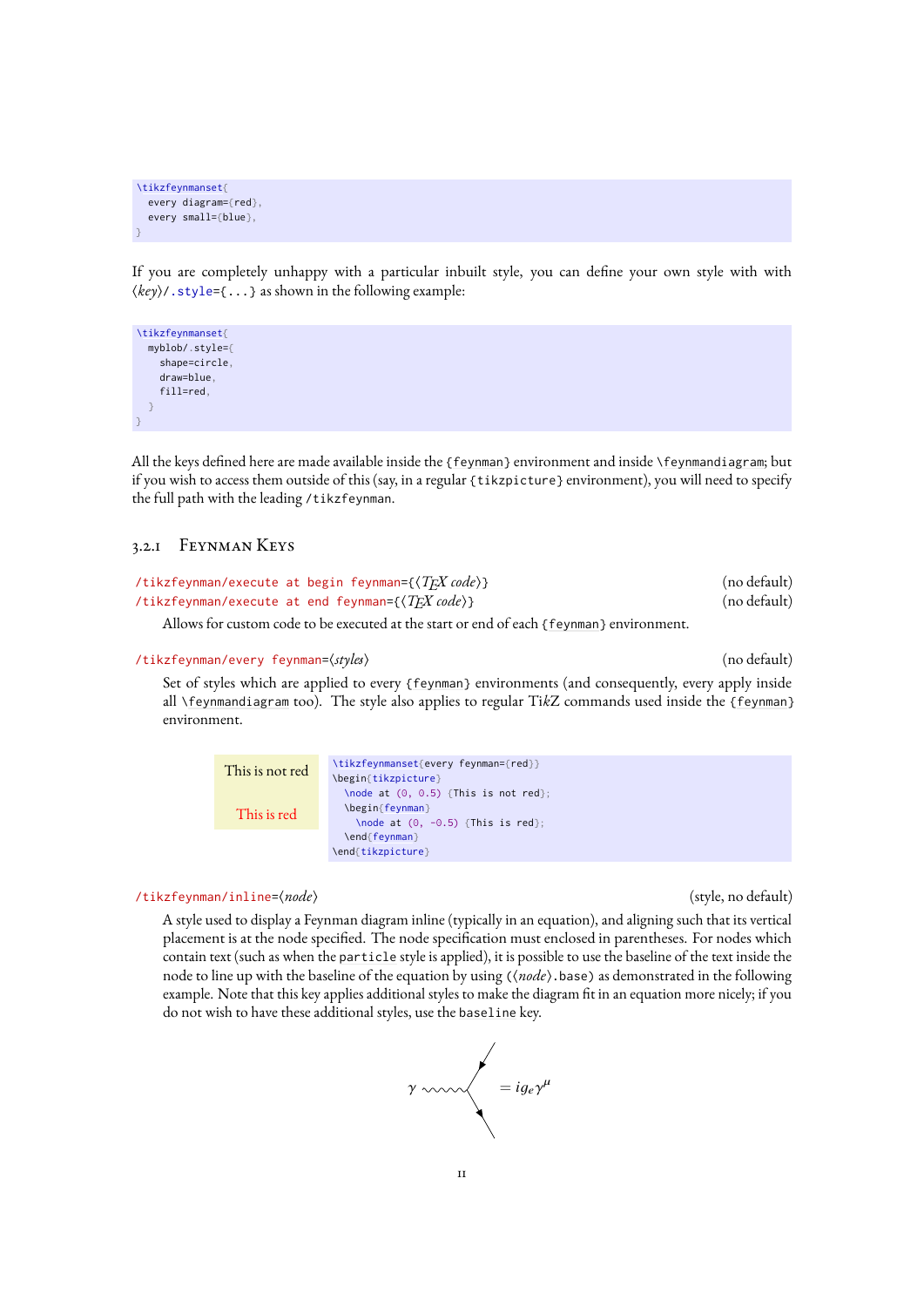```
\tikzfeynmanset{
  every diagram={red},
  every small={blue},
}
```

If you are completely unhappy with a particular inbuilt style, you can define your own style with with ⟨*key*⟩`/.style={...}` as shown in the following example:

```
\tikzfeynmanset{
  myblob/.style={
    shape=circle,
    draw=blue,
    fill=red,
  }
}
```

All the keys defined here are made available inside the `{feynman}` environment and inside `\feynmandiagram`; but if you wish to access them outside of this (say, in a regular `{tikzpicture}` environment), you will need to specify the full path with the leading `/tikzfeynman`.

### 3.2.1 Feynman Keys

`/tikzfeynman/execute at begin feynman={`⟨*TEX code*⟩`}` (no default)
`/tikzfeynman/execute at end feynman={`⟨*TEX code*⟩`}` (no default)

Allows for custom code to be executed at the start or end of each `{feynman}` environment.

`/tikzfeynman/every feynman=`⟨*styles*⟩ (no default)

Set of styles which are applied to every `{feynman}` environments (and consequently, every apply inside all `\feynmandiagram` too). The style also applies to regular Ti*k*Z commands used inside the `{feynman}` environment.

This is not red

This is red

```
\tikzfeynmanset{every feynman={red}}
\begin{tikzpicture}
  \node at (0, 0.5) {This is not red};
  \begin{feynman}
    \node at (0, -0.5) {This is red};
  \end{feynman}
\end{tikzpicture}
```

`/tikzfeynman/inline=`⟨*node*⟩ (style, no default)

A style used to display a Feynman diagram inline (typically in an equation), and aligning such that its vertical placement is at the node specified. The node specification must enclosed in parentheses. For nodes which contain text (such as when the `particle` style is applied), it is possible to use the baseline of the text inside the node to line up with the baseline of the equation by using `(`⟨*node*⟩`.base)` as demonstrated in the following example. Note that this key applies additional styles to make the diagram fit in an equation more nicely; if you do not wish to have these additional styles, use the `baseline` key.

$\gamma$ [diagram] $= i g_e \gamma^\mu$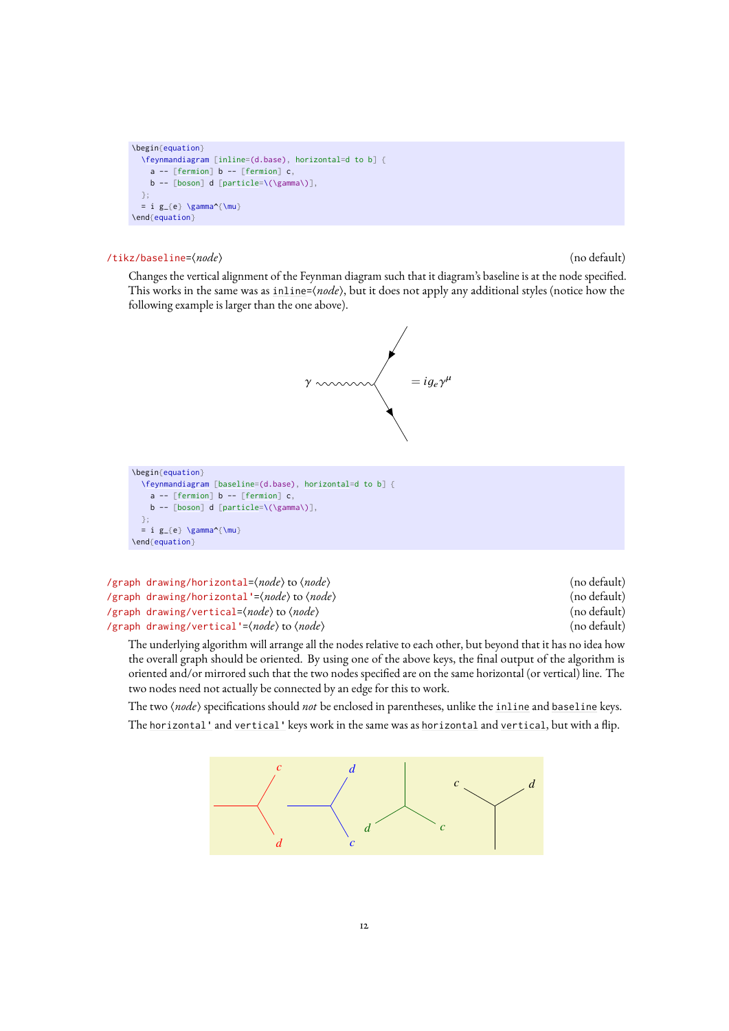```
\begin{equation}
  \feynmandiagram [inline=(d.base), horizontal=d to b] {
    a -- [fermion] b -- [fermion] c,
    b -- [boson] d [particle=\(\gamma\)],
  };
  = i g_{e} \gamma^{\mu}
\end{equation}
```

`/tikz/baseline`=⟨*node*⟩ (no default)

Changes the vertical alignment of the Feynman diagram such that it diagram's baseline is at the node specified. This works in the same was as `inline`=⟨*node*⟩, but it does not apply any additional styles (notice how the following example is larger than the one above).

$$\gamma \quad = i g_e \gamma^\mu$$

```
\begin{equation}
  \feynmandiagram [baseline=(d.base), horizontal=d to b] {
    a -- [fermion] b -- [fermion] c,
    b -- [boson] d [particle=\(\gamma\)],
  };
  = i g_{e} \gamma^{\mu}
\end{equation}
```

`/graph drawing/horizontal`=⟨*node*⟩ to ⟨*node*⟩ (no default)
`/graph drawing/horizontal'`=⟨*node*⟩ to ⟨*node*⟩ (no default)
`/graph drawing/vertical`=⟨*node*⟩ to ⟨*node*⟩ (no default)
`/graph drawing/vertical'`=⟨*node*⟩ to ⟨*node*⟩ (no default)

The underlying algorithm will arrange all the nodes relative to each other, but beyond that it has no idea how the overall graph should be oriented. By using one of the above keys, the final output of the algorithm is oriented and/or mirrored such that the two nodes specified are on the same horizontal (or vertical) line. The two nodes need not actually be connected by an edge for this to work.

The two ⟨*node*⟩ specifications should *not* be enclosed in parentheses, unlike the `inline` and `baseline` keys.

The `horizontal'` and `vertical'` keys work in the same was as `horizontal` and `vertical`, but with a flip.

$c$ $d$ $d$ $c$ $d$ $c$ $c$ $d$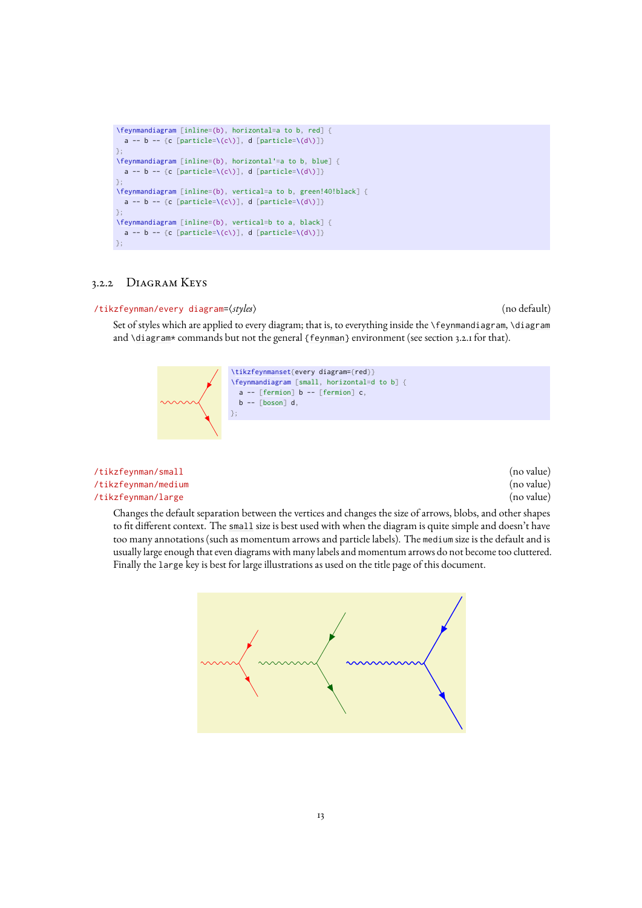```
\feynmandiagram [inline=(b), horizontal=a to b, red] {
  a -- b -- {c [particle=\(c\)], d [particle=\(d\)]}
};
\feynmandiagram [inline=(b), horizontal'=a to b, blue] {
  a -- b -- {c [particle=\(c\)], d [particle=\(d\)]}
};
\feynmandiagram [inline=(b), vertical=a to b, green!40!black] {
  a -- b -- {c [particle=\(c\)], d [particle=\(d\)]}
};
\feynmandiagram [inline=(b), vertical=b to a, black] {
  a -- b -- {c [particle=\(c\)], d [particle=\(d\)]}
};
```

### 3.2.2 Diagram Keys

`/tikzfeynman/every diagram=⟨styles⟩` (no default)

Set of styles which are applied to every diagram; that is, to everything inside the `\feynmandiagram`, `\diagram` and `\diagram*` commands but not the general `{feynman}` environment (see section 3.2.1 for that).

```
\tikzfeynmanset{every diagram={red}}
\feynmandiagram [small, horizontal=d to b] {
  a -- [fermion] b -- [fermion] c,
  b -- [boson] d,
};
```

`/tikzfeynman/small` (no value)
`/tikzfeynman/medium` (no value)
`/tikzfeynman/large` (no value)

Changes the default separation between the vertices and changes the size of arrows, blobs, and other shapes to fit different context. The `small` size is best used with when the diagram is quite simple and doesn't have too many annotations (such as momentum arrows and particle labels). The `medium` size is the default and is usually large enough that even diagrams with many labels and momentum arrows do not become too cluttered. Finally the `large` key is best for large illustrations as used on the title page of this document.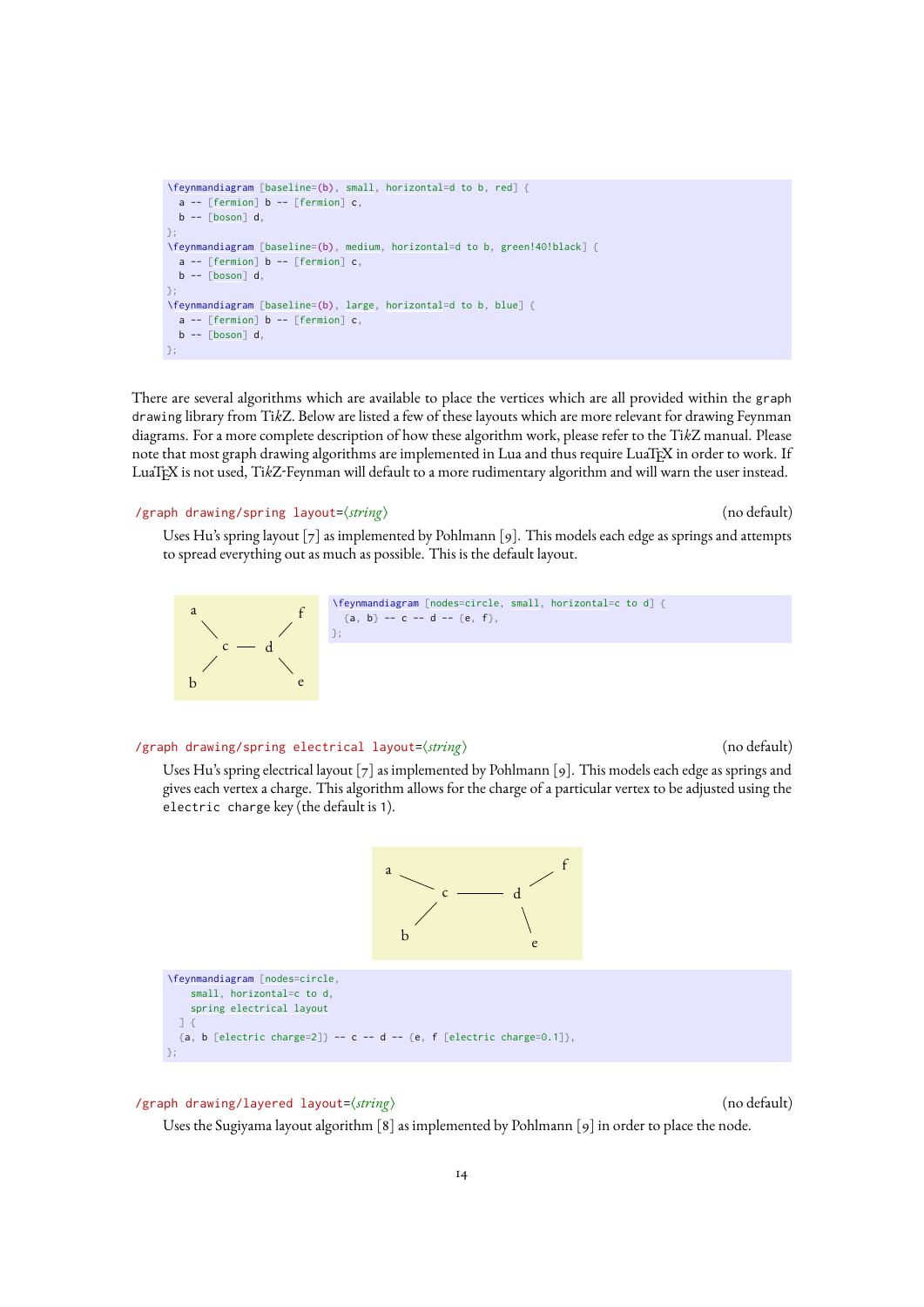```
\feynmandiagram [baseline=(b), small, horizontal=d to b, red] {
  a -- [fermion] b -- [fermion] c,
  b -- [boson] d,
};
\feynmandiagram [baseline=(b), medium, horizontal=d to b, green!40!black] {
  a -- [fermion] b -- [fermion] c,
  b -- [boson] d,
};
\feynmandiagram [baseline=(b), large, horizontal=d to b, blue] {
  a -- [fermion] b -- [fermion] c,
  b -- [boson] d,
};
```

There are several algorithms which are available to place the vertices which are all provided within the `graph drawing` library from TikZ. Below are listed a few of these layouts which are more relevant for drawing Feynman diagrams. For a more complete description of how these algorithm work, please refer to the TikZ manual. Please note that most graph drawing algorithms are implemented in Lua and thus require LuaTEX in order to work. If LuaTEX is not used, TikZ-Feynman will default to a more rudimentary algorithm and will warn the user instead.

`/graph drawing/spring layout=`⟨*string*⟩ (no default)

Uses Hu's spring layout [7] as implemented by Pohlmann [9]. This models each edge as springs and attempts to spread everything out as much as possible. This is the default layout.

```
\feynmandiagram [nodes=circle, small, horizontal=c to d] {
  {a, b} -- c -- d -- {e, f},
};
```

`/graph drawing/spring electrical layout=`⟨*string*⟩ (no default)

Uses Hu's spring electrical layout [7] as implemented by Pohlmann [9]. This models each edge as springs and gives each vertex a charge. This algorithm allows for the charge of a particular vertex to be adjusted using the `electric charge` key (the default is 1).

```
\feynmandiagram [nodes=circle,
    small, horizontal=c to d,
    spring electrical layout
  ] {
  {a, b [electric charge=2]} -- c -- d -- {e, f [electric charge=0.1]},
};
```

`/graph drawing/layered layout=`⟨*string*⟩ (no default)

Uses the Sugiyama layout algorithm [8] as implemented by Pohlmann [9] in order to place the node.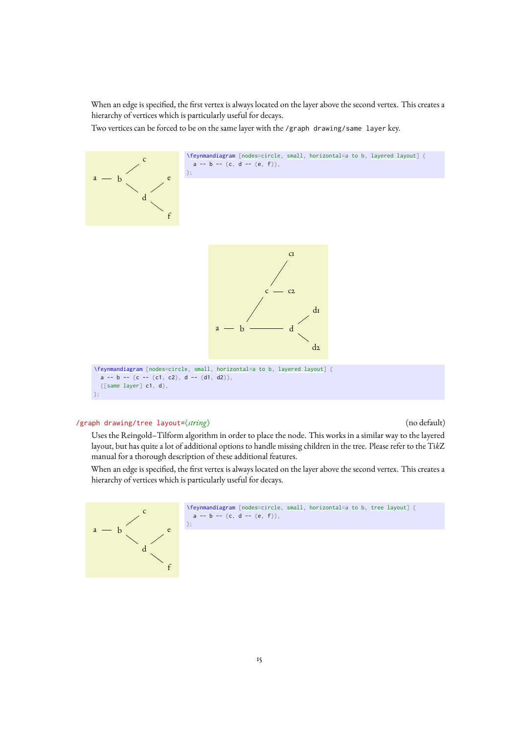When an edge is specified, the first vertex is always located on the layer above the second vertex. This creates a hierarchy of vertices which is particularly useful for decays.

Two vertices can be forced to be on the same layer with the `/graph drawing/same layer` key.

```
\feynmandiagram [nodes=circle, small, horizontal=a to b, layered layout] {
  a -- b -- {c, d -- {e, f}},
};
```

```
\feynmandiagram [nodes=circle, small, horizontal=a to b, layered layout] {
  a -- b -- {c -- {c1, c2}, d -- {d1, d2}},
  {[same layer] c1, d},
};
```

`/graph drawing/tree layout=`⟨*string*⟩ (no default)

Uses the Reingold–Tilform algorithm in order to place the node. This works in a similar way to the layered layout, but has quite a lot of additional options to handle missing children in the tree. Please refer to the Ti*k*Z manual for a thorough description of these additional features.

When an edge is specified, the first vertex is always located on the layer above the second vertex. This creates a hierarchy of vertices which is particularly useful for decays.

```
\feynmandiagram [nodes=circle, small, horizontal=a to b, tree layout] {
  a -- b -- {c, d -- {e, f}},
};
```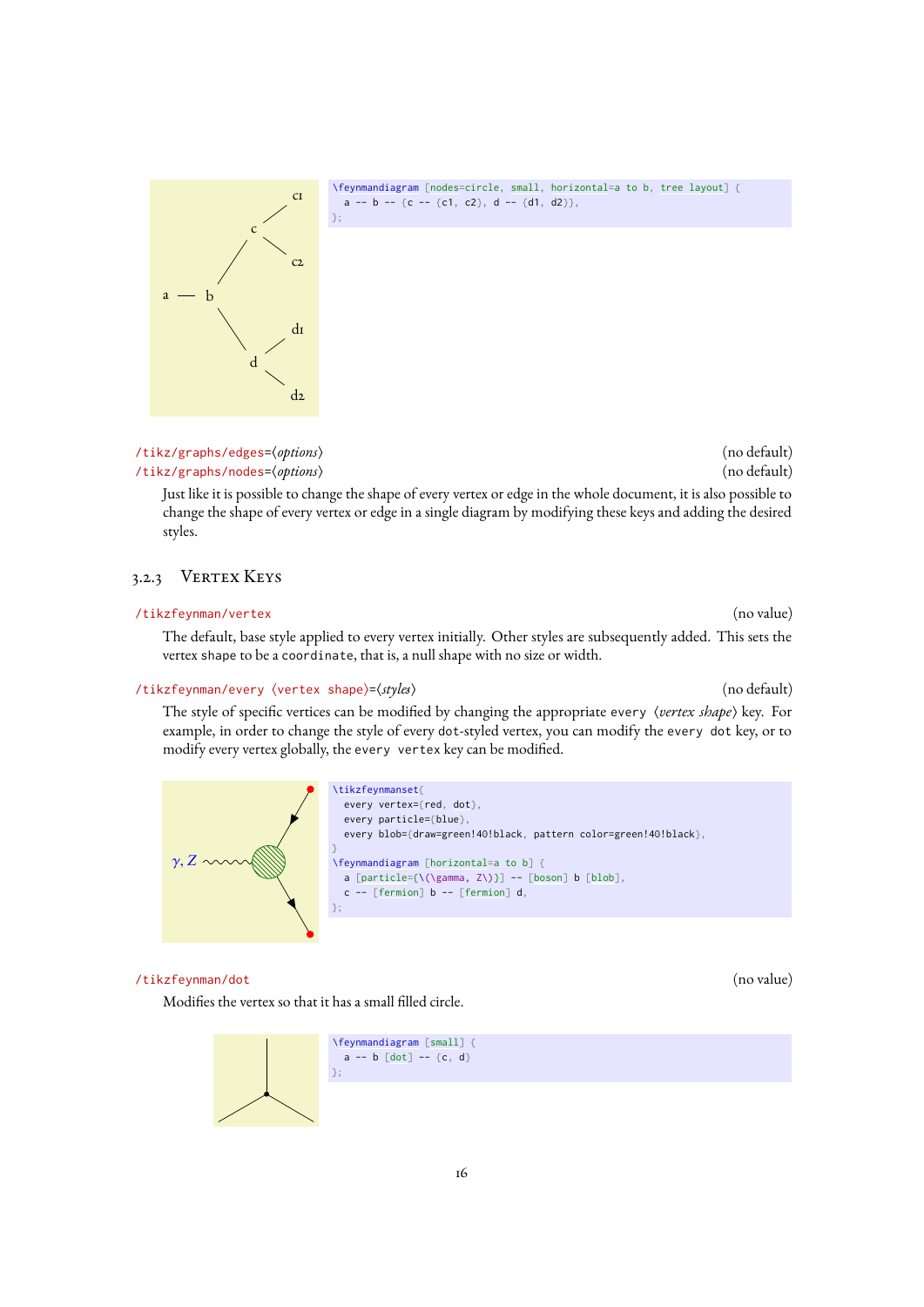```
\feynmandiagram [nodes=circle, small, horizontal=a to b, tree layout] {
  a -- b -- {c -- {c1, c2}, d -- {d1, d2}},
};
```

`/tikz/graphs/edges=⟨options⟩` (no default)

`/tikz/graphs/nodes=⟨options⟩` (no default)

Just like it is possible to change the shape of every vertex or edge in the whole document, it is also possible to change the shape of every vertex or edge in a single diagram by modifying these keys and adding the desired styles.

### 3.2.3 Vertex Keys

`/tikzfeynman/vertex` (no value)

The default, base style applied to every vertex initially. Other styles are subsequently added. This sets the vertex `shape` to be a `coordinate`, that is, a null shape with no size or width.

`/tikzfeynman/every ⟨vertex shape⟩=⟨styles⟩` (no default)

The style of specific vertices can be modified by changing the appropriate `every` ⟨*vertex shape*⟩ key. For example, in order to change the style of every `dot`-styled vertex, you can modify the `every dot` key, or to modify every vertex globally, the `every vertex` key can be modified.

```
\tikzfeynmanset{
  every vertex={red, dot},
  every particle={blue},
  every blob={draw=green!40!black, pattern color=green!40!black},
}
\feynmandiagram [horizontal=a to b] {
  a [particle={\(\gamma, Z\)}] -- [boson] b [blob],
  c -- [fermion] b -- [fermion] d,
};
```

`/tikzfeynman/dot` (no value)

Modifies the vertex so that it has a small filled circle.

```
\feynmandiagram [small] {
  a -- b [dot] -- {c, d}
};
```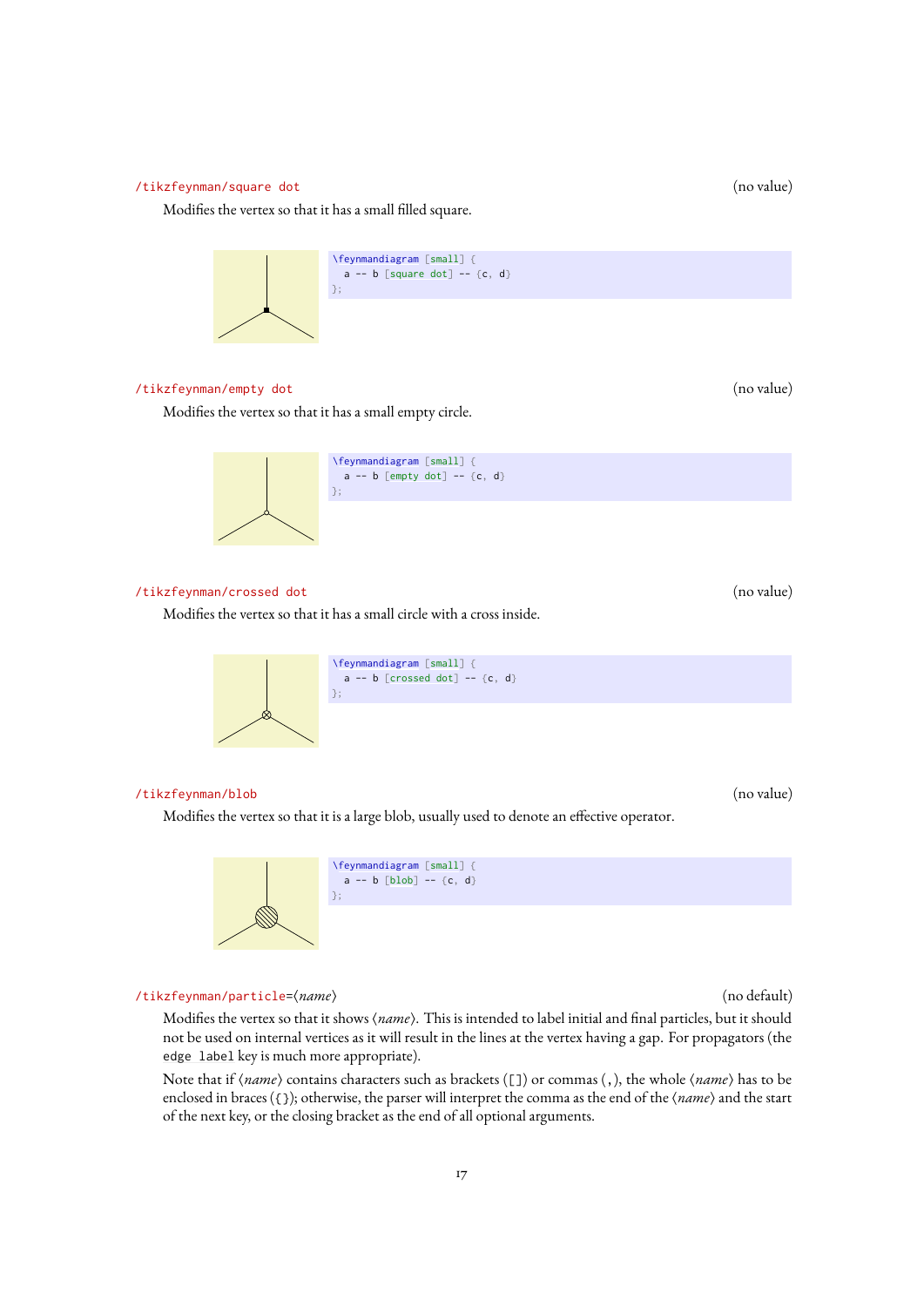`/tikzfeynman/square dot` (no value)

Modifies the vertex so that it has a small filled square.

```
\feynmandiagram [small] {
  a -- b [square dot] -- {c, d}
};
```

`/tikzfeynman/empty dot` (no value)

Modifies the vertex so that it has a small empty circle.

```
\feynmandiagram [small] {
  a -- b [empty dot] -- {c, d}
};
```

`/tikzfeynman/crossed dot` (no value)

Modifies the vertex so that it has a small circle with a cross inside.

```
\feynmandiagram [small] {
  a -- b [crossed dot] -- {c, d}
};
```

`/tikzfeynman/blob` (no value)

Modifies the vertex so that it is a large blob, usually used to denote an effective operator.

```
\feynmandiagram [small] {
  a -- b [blob] -- {c, d}
};
```

`/tikzfeynman/particle=`⟨*name*⟩ (no default)

Modifies the vertex so that it shows ⟨*name*⟩. This is intended to label initial and final particles, but it should not be used on internal vertices as it will result in the lines at the vertex having a gap. For propagators (the `edge label` key is much more appropriate).

Note that if ⟨*name*⟩ contains characters such as brackets (`[]`) or commas (`,`), the whole ⟨*name*⟩ has to be enclosed in braces (`{}`); otherwise, the parser will interpret the comma as the end of the ⟨*name*⟩ and the start of the next key, or the closing bracket as the end of all optional arguments.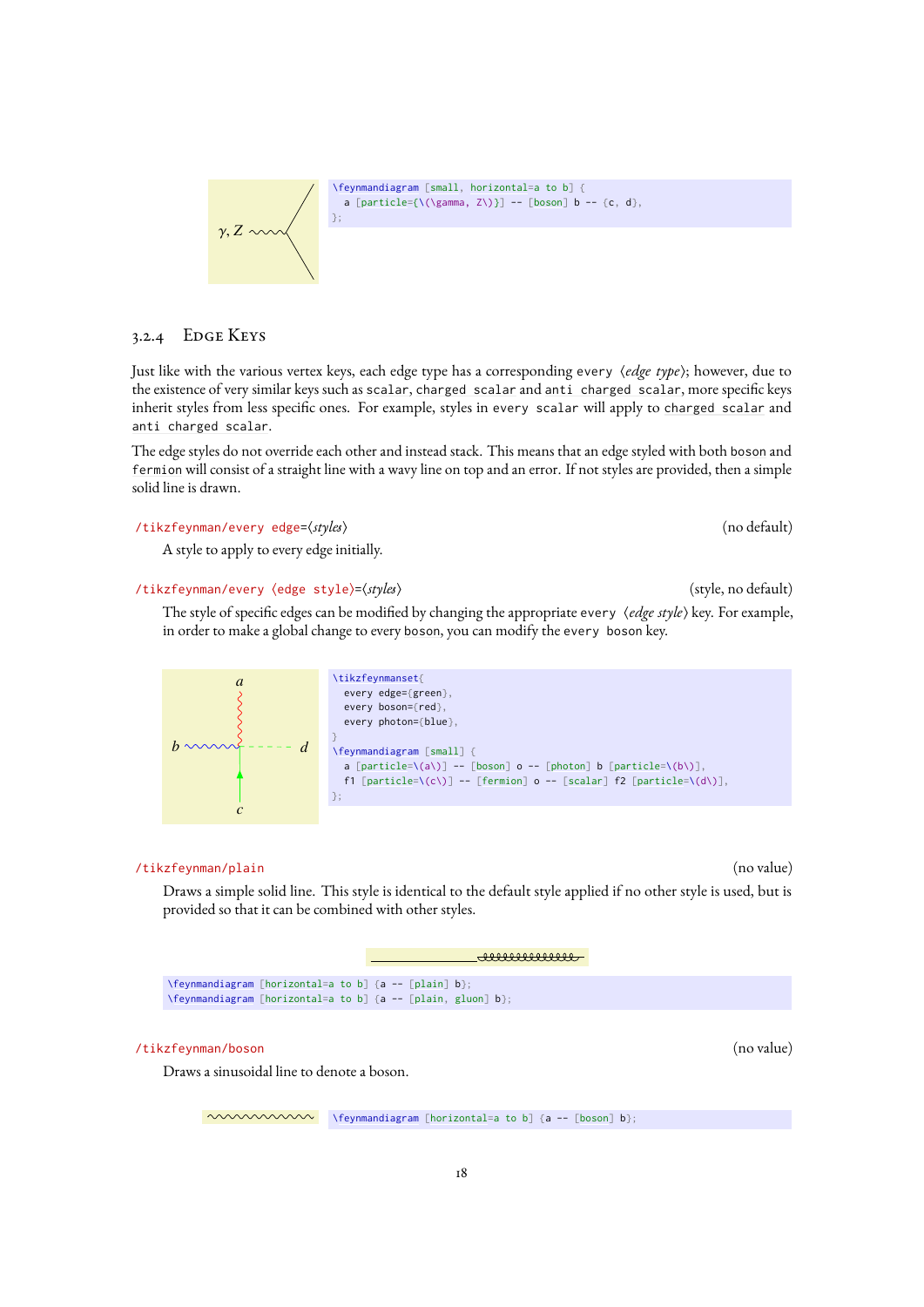```
\feynmandiagram [small, horizontal=a to b] {
  a [particle={\(\gamma, Z\)}] -- [boson] b -- {c, d},
};
```

### 3.2.4 Edge Keys

Just like with the various vertex keys, each edge type has a corresponding `every` ⟨*edge type*⟩; however, due to the existence of very similar keys such as `scalar`, `charged scalar` and `anti charged scalar`, more specific keys inherit styles from less specific ones. For example, styles in `every scalar` will apply to `charged scalar` and `anti charged scalar`.

The edge styles do not override each other and instead stack. This means that an edge styled with both `boson` and `fermion` will consist of a straight line with a wavy line on top and an error. If not styles are provided, then a simple solid line is drawn.

`/tikzfeynman/every edge`=⟨*styles*⟩ (no default)

A style to apply to every edge initially.

`/tikzfeynman/every ⟨edge style⟩`=⟨*styles*⟩ (style, no default)

The style of specific edges can be modified by changing the appropriate `every` ⟨*edge style*⟩ key. For example, in order to make a global change to every `boson`, you can modify the `every boson` key.

```
\tikzfeynmanset{
  every edge={green},
  every boson={red},
  every photon={blue},
}
\feynmandiagram [small] {
  a [particle=\(a\)] -- [boson] o -- [photon] b [particle=\(b\)],
  f1 [particle=\(c\)] -- [fermion] o -- [scalar] f2 [particle=\(d\)],
};
```

`/tikzfeynman/plain` (no value)

Draws a simple solid line. This style is identical to the default style applied if no other style is used, but is provided so that it can be combined with other styles.

```
\feynmandiagram [horizontal=a to b] {a -- [plain] b};
\feynmandiagram [horizontal=a to b] {a -- [plain, gluon] b};
```

`/tikzfeynman/boson` (no value)

Draws a sinusoidal line to denote a boson.

```
\feynmandiagram [horizontal=a to b] {a -- [boson] b};
```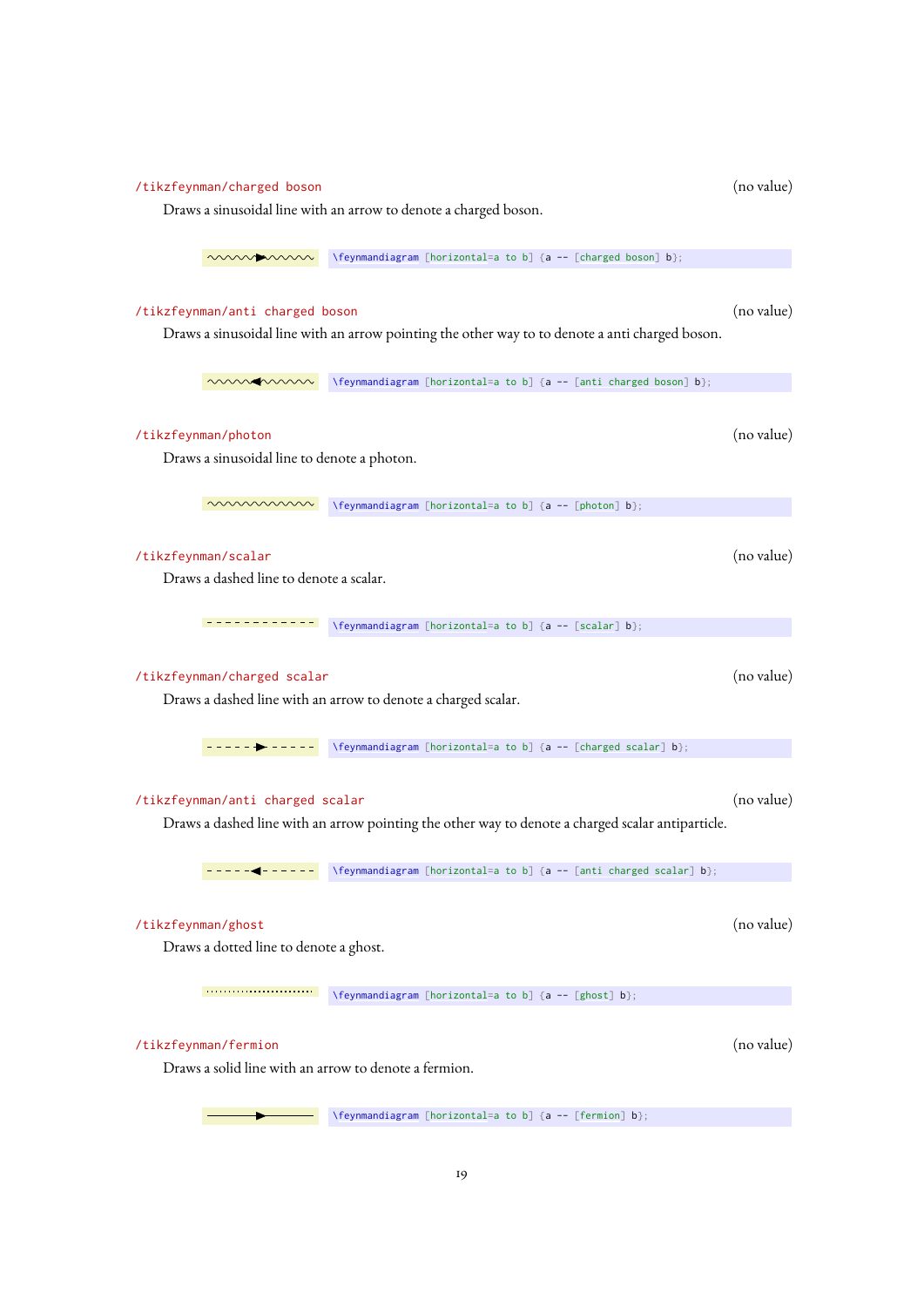`/tikzfeynman/charged boson` (no value)

Draws a sinusoidal line with an arrow to denote a charged boson.

```
\feynmandiagram [horizontal=a to b] {a -- [charged boson] b};
```

`/tikzfeynman/anti charged boson` (no value)

Draws a sinusoidal line with an arrow pointing the other way to to denote a anti charged boson.

```
\feynmandiagram [horizontal=a to b] {a -- [anti charged boson] b};
```

`/tikzfeynman/photon` (no value)

Draws a sinusoidal line to denote a photon.

```
\feynmandiagram [horizontal=a to b] {a -- [photon] b};
```

`/tikzfeynman/scalar` (no value)

Draws a dashed line to denote a scalar.

```
\feynmandiagram [horizontal=a to b] {a -- [scalar] b};
```

`/tikzfeynman/charged scalar` (no value)

Draws a dashed line with an arrow to denote a charged scalar.

```
\feynmandiagram [horizontal=a to b] {a -- [charged scalar] b};
```

`/tikzfeynman/anti charged scalar` (no value)

Draws a dashed line with an arrow pointing the other way to denote a charged scalar antiparticle.

```
\feynmandiagram [horizontal=a to b] {a -- [anti charged scalar] b};
```

`/tikzfeynman/ghost` (no value)

Draws a dotted line to denote a ghost.

```
\feynmandiagram [horizontal=a to b] {a -- [ghost] b};
```

`/tikzfeynman/fermion` (no value)

Draws a solid line with an arrow to denote a fermion.

```
\feynmandiagram [horizontal=a to b] {a -- [fermion] b};
```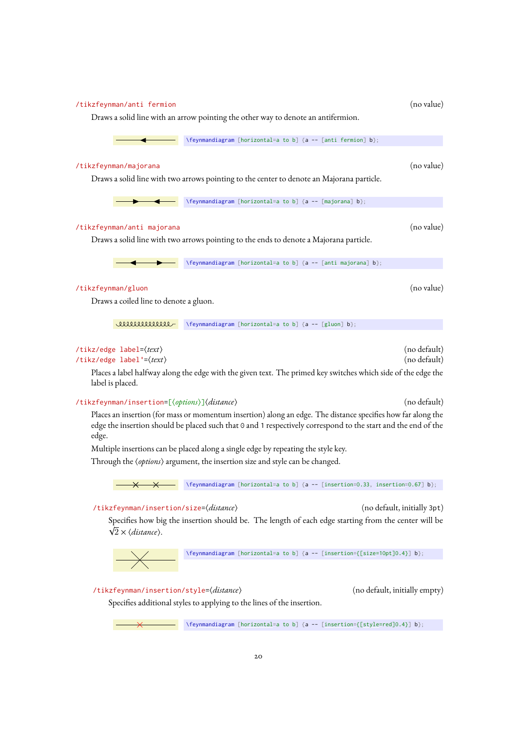/tikzfeynman/anti fermion (no value)

Draws a solid line with an arrow pointing the other way to denote an antifermion.

```
\feynmandiagram [horizontal=a to b] {a -- [anti fermion] b};
```

/tikzfeynman/majorana (no value)

Draws a solid line with two arrows pointing to the center to denote an Majorana particle.

```
\feynmandiagram [horizontal=a to b] {a -- [majorana] b};
```

/tikzfeynman/anti majorana (no value)

Draws a solid line with two arrows pointing to the ends to denote a Majorana particle.

```
\feynmandiagram [horizontal=a to b] {a -- [anti majorana] b};
```

/tikzfeynman/gluon (no value)

Draws a coiled line to denote a gluon.

```
\feynmandiagram [horizontal=a to b] {a -- [gluon] b};
```

/tikz/edge label=⟨*text*⟩ (no default)
/tikz/edge label'=⟨*text*⟩ (no default)

Places a label halfway along the edge with the given text. The primed key switches which side of the edge the label is placed.

/tikzfeynman/insertion=[⟨*options*⟩]⟨*distance*⟩ (no default)

Places an insertion (for mass or momentum insertion) along an edge. The distance specifies how far along the edge the insertion should be placed such that 0 and 1 respectively correspond to the start and the end of the edge.

Multiple insertions can be placed along a single edge by repeating the style key.

Through the ⟨*options*⟩ argument, the insertion size and style can be changed.

```
\feynmandiagram [horizontal=a to b] {a -- [insertion=0.33, insertion=0.67] b};
```

/tikzfeynman/insertion/size=⟨*distance*⟩ (no default, initially 3pt)

Specifies how big the insertion should be. The length of each edge starting from the center will be $\sqrt{2} \times \langle distance \rangle$.

```
\feynmandiagram [horizontal=a to b] {a -- [insertion={[size=10pt]0.4}] b};
```

/tikzfeynman/insertion/style=⟨*distance*⟩ (no default, initially empty)

Specifies additional styles to applying to the lines of the insertion.

```
\feynmandiagram [horizontal=a to b] {a -- [insertion={[style=red]0.4}] b};
```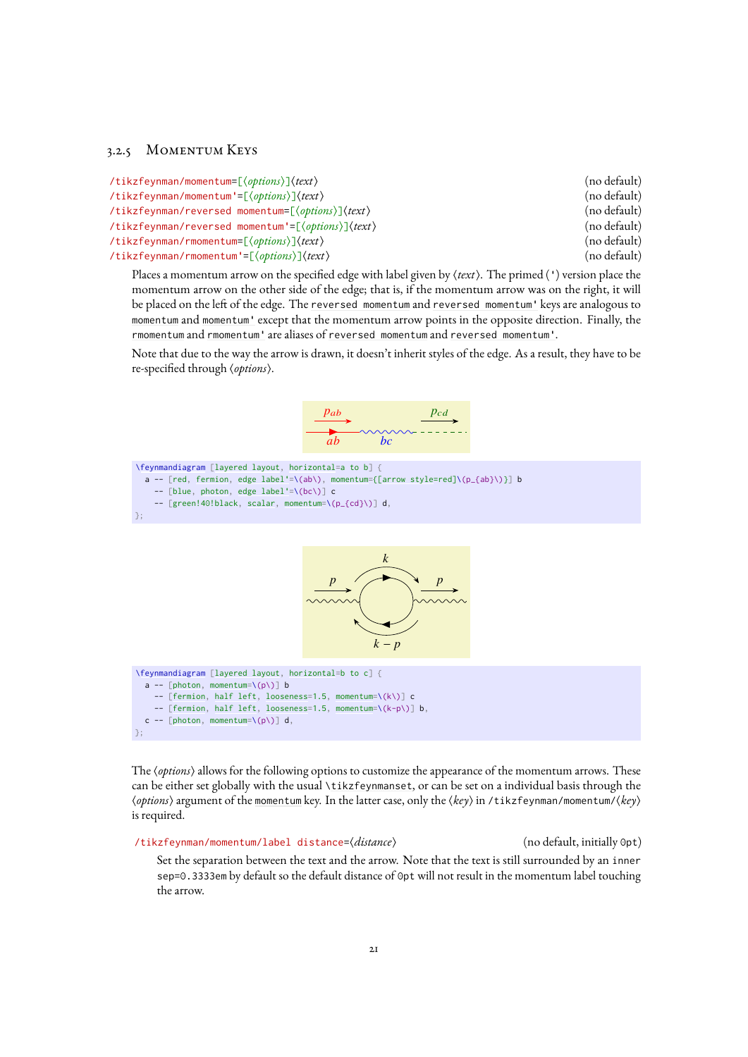### 3.2.5 Momentum Keys

`/tikzfeynman/momentum=[⟨options⟩]⟨text⟩` (no default)
`/tikzfeynman/momentum'=[⟨options⟩]⟨text⟩` (no default)
`/tikzfeynman/reversed momentum=[⟨options⟩]⟨text⟩` (no default)
`/tikzfeynman/reversed momentum'=[⟨options⟩]⟨text⟩` (no default)
`/tikzfeynman/rmomentum=[⟨options⟩]⟨text⟩` (no default)
`/tikzfeynman/rmomentum'=[⟨options⟩]⟨text⟩` (no default)

Places a momentum arrow on the specified edge with label given by ⟨*text*⟩. The primed (`'`) version place the momentum arrow on the other side of the edge; that is, if the momentum arrow was on the right, it will be placed on the left of the edge. The `reversed momentum` and `reversed momentum'` keys are analogous to `momentum` and `momentum'` except that the momentum arrow points in the opposite direction. Finally, the `rmomentum` and `rmomentum'` are aliases of `reversed momentum` and `reversed momentum'`.

Note that due to the way the arrow is drawn, it doesn't inherit styles of the edge. As a result, they have to be re-specified through ⟨*options*⟩.

```
\feynmandiagram [layered layout, horizontal=a to b] {
  a -- [red, fermion, edge label'=\(ab\), momentum={[arrow style=red]\(p_{ab}\)}] b
    -- [blue, photon, edge label'=\(bc\)] c
    -- [green!40!black, scalar, momentum=\(p_{cd}\)] d,
};
```

```
\feynmandiagram [layered layout, horizontal=b to c] {
  a -- [photon, momentum=\(p\)] b
    -- [fermion, half left, looseness=1.5, momentum=\(k\)] c
    -- [fermion, half left, looseness=1.5, momentum=\(k-p\)] b,
  c -- [photon, momentum=\(p\)] d,
};
```

The ⟨*options*⟩ allows for the following options to customize the appearance of the momentum arrows. These can be either set globally with the usual `\tikzfeynmanset`, or can be set on a individual basis through the ⟨*options*⟩ argument of the `momentum` key. In the latter case, only the ⟨*key*⟩ in `/tikzfeynman/momentum/`⟨*key*⟩ is required.

`/tikzfeynman/momentum/label distance=⟨distance⟩` (no default, initially `0pt`)

Set the separation between the text and the arrow. Note that the text is still surrounded by an `inner sep=0.3333em` by default so the default distance of `0pt` will not result in the momentum label touching the arrow.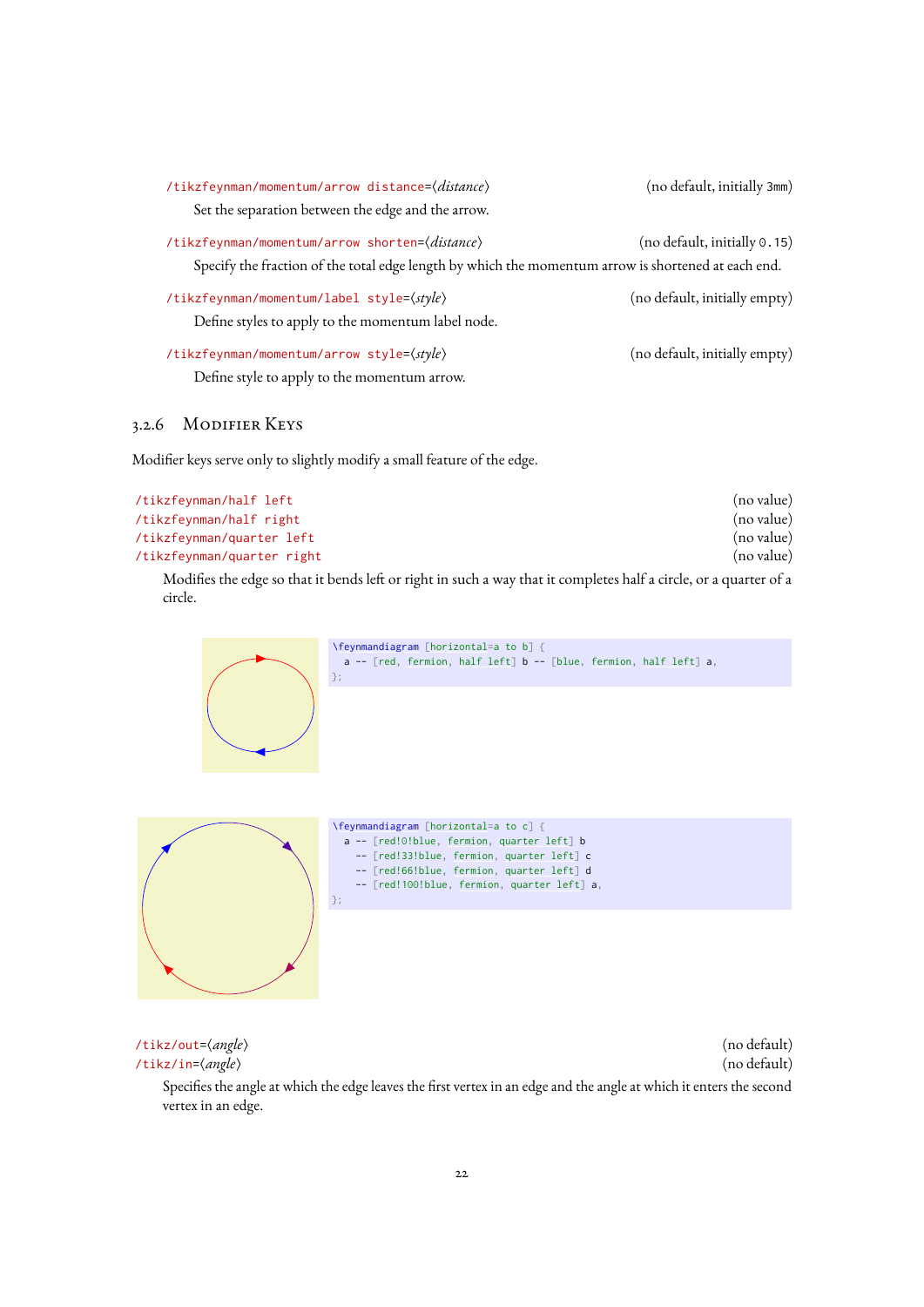`/tikzfeynman/momentum/arrow distance=⟨distance⟩` (no default, initially `3mm`)

Set the separation between the edge and the arrow.

`/tikzfeynman/momentum/arrow shorten=⟨distance⟩` (no default, initially `0.15`)

Specify the fraction of the total edge length by which the momentum arrow is shortened at each end.

`/tikzfeynman/momentum/label style=⟨style⟩` (no default, initially empty)

Define styles to apply to the momentum label node.

`/tikzfeynman/momentum/arrow style=⟨style⟩` (no default, initially empty)

Define style to apply to the momentum arrow.

### 3.2.6 Modifier Keys

Modifier keys serve only to slightly modify a small feature of the edge.

`/tikzfeynman/half left` (no value)
`/tikzfeynman/half right` (no value)
`/tikzfeynman/quarter left` (no value)
`/tikzfeynman/quarter right` (no value)

Modifies the edge so that it bends left or right in such a way that it completes half a circle, or a quarter of a circle.

```
\feynmandiagram [horizontal=a to b] {
  a -- [red, fermion, half left] b -- [blue, fermion, half left] a,
};
```

```
\feynmandiagram [horizontal=a to c] {
  a -- [red!0!blue, fermion, quarter left] b
    -- [red!33!blue, fermion, quarter left] c
    -- [red!66!blue, fermion, quarter left] d
    -- [red!100!blue, fermion, quarter left] a,
};
```

`/tikz/out=⟨angle⟩` (no default)
`/tikz/in=⟨angle⟩` (no default)

Specifies the angle at which the edge leaves the first vertex in an edge and the angle at which it enters the second vertex in an edge.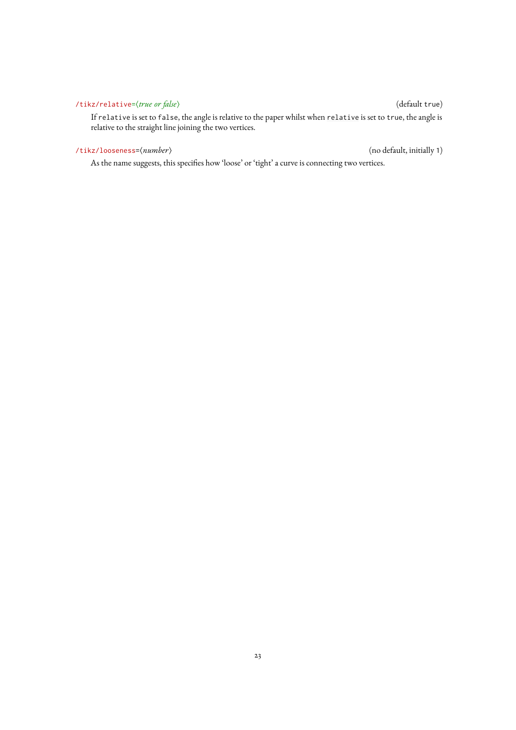`/tikz/relative`=⟨*true or false*⟩ (default `true`)

If `relative` is set to `false`, the angle is relative to the paper whilst when `relative` is set to `true`, the angle is relative to the straight line joining the two vertices.

`/tikz/looseness`=⟨*number*⟩ (no default, initially `1`)

As the name suggests, this specifies how 'loose' or 'tight' a curve is connecting two vertices.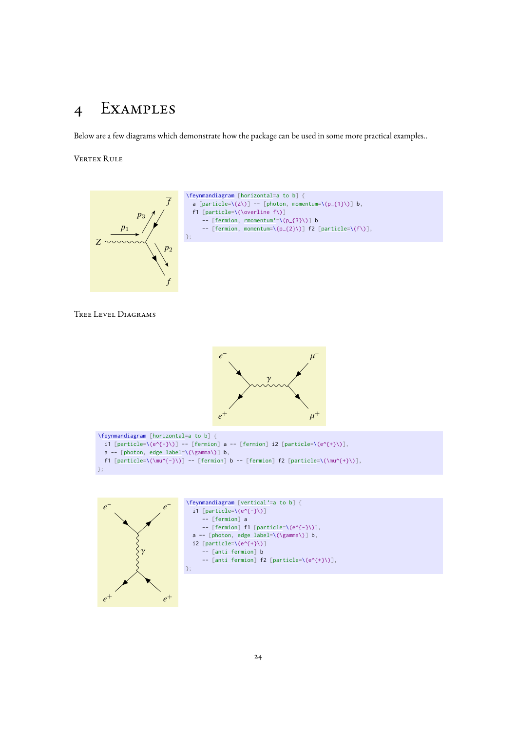# 4 Examples

Below are a few diagrams which demonstrate how the package can be used in some more practical examples..

### Vertex Rule

```
\feynmandiagram [horizontal=a to b] {
  a [particle=\(Z\)] -- [photon, momentum=\(p_{1}\)] b,
  f1 [particle=\(\overline f\)]
    -- [fermion, rmomentum'=\(p_{3}\)] b
    -- [fermion, momentum=\(p_{2}\)] f2 [particle=\(f\)],
};
```

### Tree Level Diagrams

```
\feynmandiagram [horizontal=a to b] {
  i1 [particle=\(e^{-}\)] -- [fermion] a -- [fermion] i2 [particle=\(e^{+}\)],
  a -- [photon, edge label=\(\gamma\)] b,
  f1 [particle=\(\mu^{-}\)] -- [fermion] b -- [fermion] f2 [particle=\(\mu^{+}\)],
};
```

```
\feynmandiagram [vertical'=a to b] {
  i1 [particle=\(e^{-}\)]
    -- [fermion] a
    -- [fermion] f1 [particle=\(e^{-}\)],
  a -- [photon, edge label=\(\gamma\)] b,
  i2 [particle=\(e^{+}\)]
    -- [anti fermion] b
    -- [anti fermion] f2 [particle=\(e^{+}\)],
};
```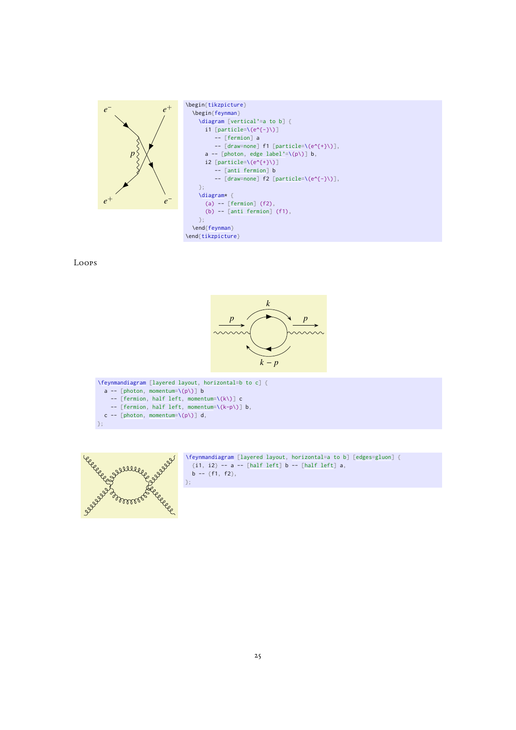```
\begin{tikzpicture}
  \begin{feynman}
    \diagram [vertical'=a to b] {
      i1 [particle=\(e^{-}\)]
        -- [fermion] a
        -- [draw=none] f1 [particle=\(e^{+}\)],
      a -- [photon, edge label'=\(p\)] b,
      i2 [particle=\(e^{+}\)]
        -- [anti fermion] b
        -- [draw=none] f2 [particle=\(e^{-}\)],
    };
    \diagram* {
      (a) -- [fermion] (f2),
      (b) -- [anti fermion] (f1),
    };
  \end{feynman}
\end{tikzpicture}
```

## Loops

```
\feynmandiagram [layered layout, horizontal=b to c] {
  a -- [photon, momentum=\(p\)] b
    -- [fermion, half left, momentum=\(k\)] c
    -- [fermion, half left, momentum=\(k-p\)] b,
  c -- [photon, momentum=\(p\)] d,
};
```

```
\feynmandiagram [layered layout, horizontal=a to b] [edges=gluon] {
  {i1, i2} -- a -- [half left] b -- [half left] a,
  b -- {f1, f2},
};
```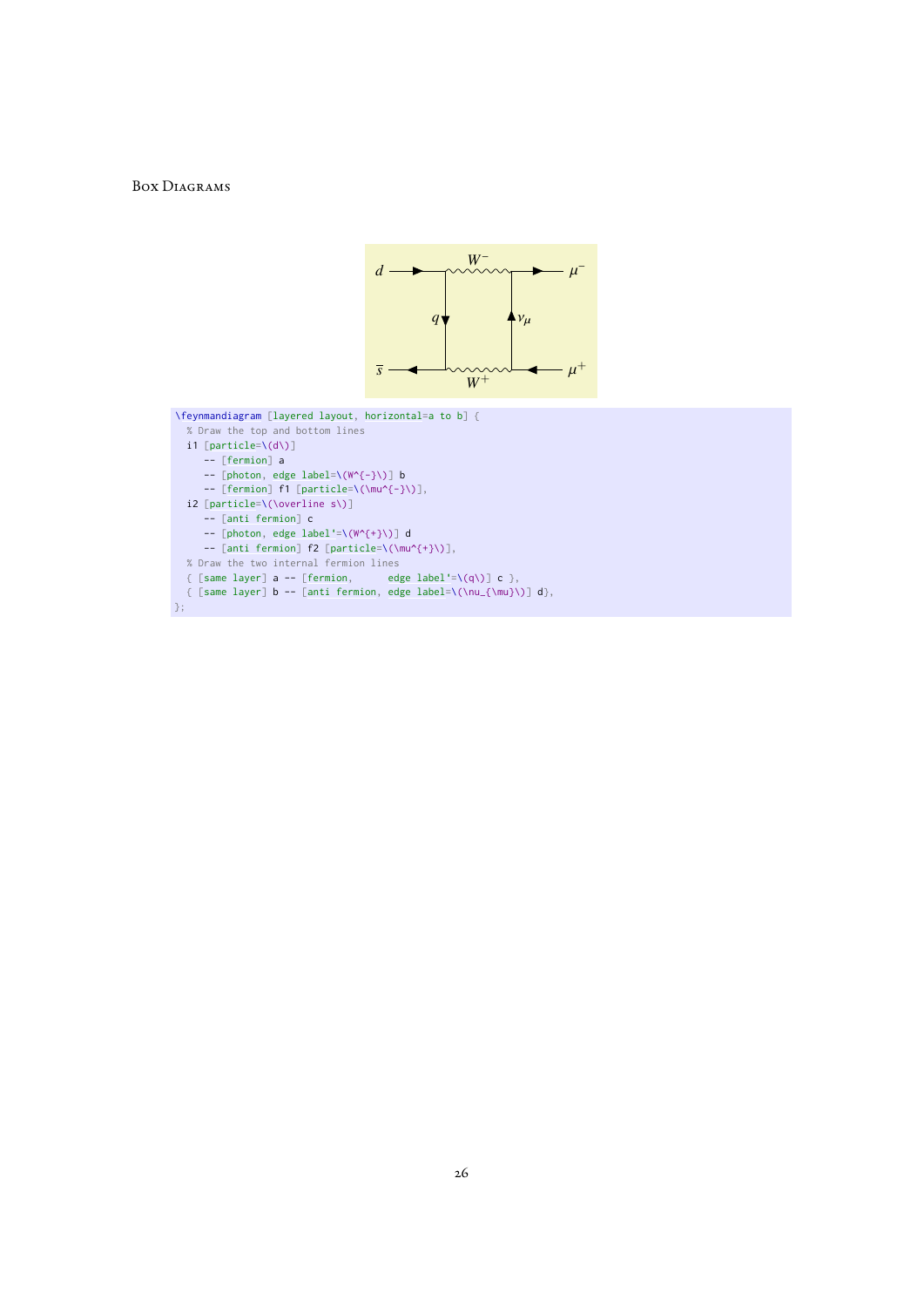# Box Diagrams

```
\feynmandiagram [layered layout, horizontal=a to b] {
  % Draw the top and bottom lines
  i1 [particle=\(d\)]
    -- [fermion] a
    -- [photon, edge label=\(W^{-}\)] b
    -- [fermion] f1 [particle=\(\mu^{-}\)],
  i2 [particle=\(\overline s\)]
    -- [anti fermion] c
    -- [photon, edge label'=\(W^{+}\)] d
    -- [anti fermion] f2 [particle=\(\mu^{+}\)],
  % Draw the two internal fermion lines
  { [same layer] a -- [fermion,      edge label'=\(q\)] c },
  { [same layer] b -- [anti fermion, edge label=\(\nu_{\mu}\)] d},
};
```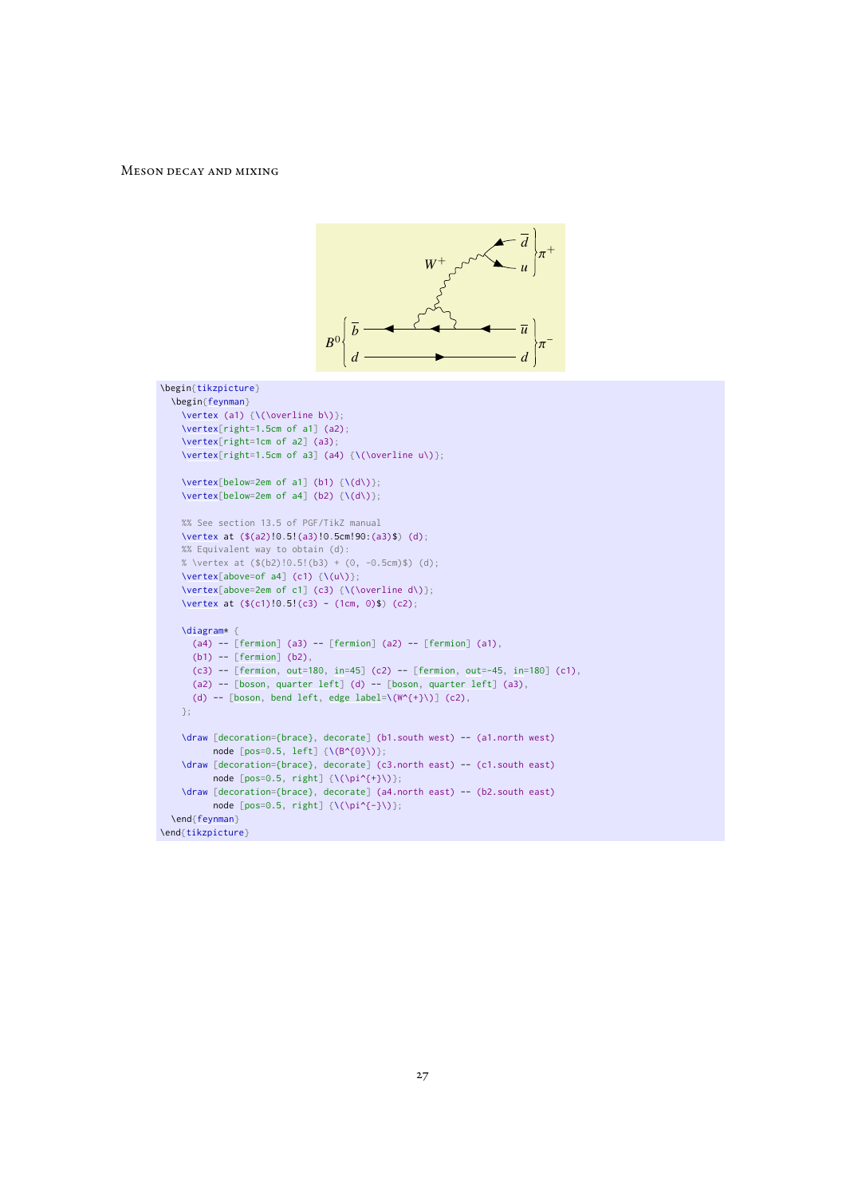```latex
\begin{tikzpicture}
  \begin{feynman}
    \vertex (a1) {\(\overline b\)};
    \vertex[right=1.5cm of a1] (a2);
    \vertex[right=1cm of a2] (a3);
    \vertex[right=1.5cm of a3] (a4) {\(\overline u\)};

    \vertex[below=2em of a1] (b1) {\(d\)};
    \vertex[below=2em of a4] (b2) {\(d\)};

    %% See section 13.5 of PGF/TikZ manual
    \vertex at ($(a2)!0.5!(a3)!0.5cm!90:(a3)$) (d);
    %% Equivalent way to obtain (d):
    % \vertex at ($(b2)!0.5!(b3) + (0, -0.5cm)$) (d);
    \vertex[above=of a4] (c1) {\(u\)};
    \vertex[above=2em of c1] (c3) {\(\overline d\)};
    \vertex at ($(c1)!0.5!(c3) - (1cm, 0)$) (c2);

    \diagram* {
      (a4) -- [fermion] (a3) -- [fermion] (a2) -- [fermion] (a1),
      (b1) -- [fermion] (b2),
      (c3) -- [fermion, out=180, in=45] (c2) -- [fermion, out=-45, in=180] (c1),
      (a2) -- [boson, quarter left] (d) -- [boson, quarter left] (a3),
      (d) -- [boson, bend left, edge label=\(W^{+}\)] (c2),
    };

    \draw [decoration={brace}, decorate] (b1.south west) -- (a1.north west)
          node [pos=0.5, left] {\(B^{0}\)};
    \draw [decoration={brace}, decorate] (c3.north east) -- (c1.south east)
          node [pos=0.5, right] {\(\pi^{+}\)};
    \draw [decoration={brace}, decorate] (a4.north east) -- (b2.south east)
          node [pos=0.5, right] {\(\pi^{-}\)};
  \end{feynman}
\end{tikzpicture}
```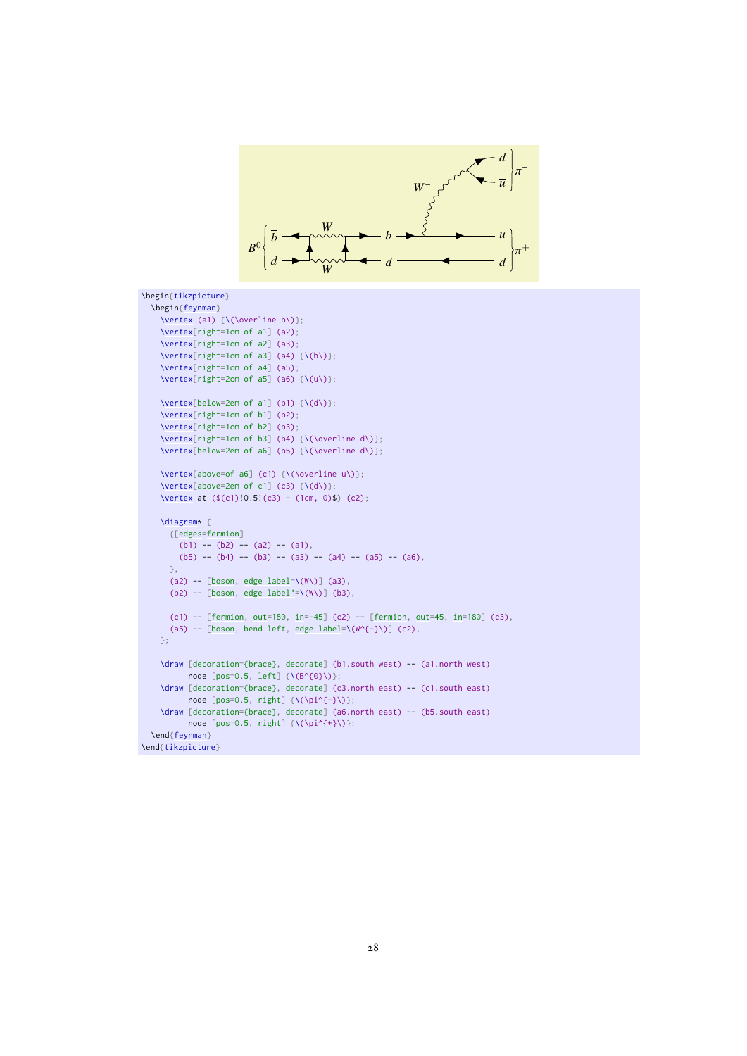```
\begin{tikzpicture}
  \begin{feynman}
    \vertex (a1) {\(\overline b\)};
    \vertex[right=1cm of a1] (a2);
    \vertex[right=1cm of a2] (a3);
    \vertex[right=1cm of a3] (a4) {\(b\)};
    \vertex[right=1cm of a4] (a5);
    \vertex[right=2cm of a5] (a6) {\(u\)};

    \vertex[below=2em of a1] (b1) {\(d\)};
    \vertex[right=1cm of b1] (b2);
    \vertex[right=1cm of b2] (b3);
    \vertex[right=1cm of b3] (b4) {\(\overline d\)};
    \vertex[below=2em of a6] (b5) {\(\overline d\)};

    \vertex[above=of a6] (c1) {\(\overline u\)};
    \vertex[above=2em of c1] (c3) {\(d\)};
    \vertex at ($(c1)!0.5!(c3) - (1cm, 0)$) (c2);

    \diagram* {
      {[edges=fermion]
        (b1) -- (b2) -- (a2) -- (a1),
        (b5) -- (b4) -- (b3) -- (a3) -- (a4) -- (a5) -- (a6),
      },
      (a2) -- [boson, edge label=\(W\)] (a3),
      (b2) -- [boson, edge label'=\(W\)] (b3),

      (c1) -- [fermion, out=180, in=-45] (c2) -- [fermion, out=45, in=180] (c3),
      (a5) -- [boson, bend left, edge label=\(W^{-}\)] (c2),
    };

    \draw [decoration={brace}, decorate] (b1.south west) -- (a1.north west)
          node [pos=0.5, left] {\(B^{0}\)};
    \draw [decoration={brace}, decorate] (c3.north east) -- (c1.south east)
          node [pos=0.5, right] {\(\pi^{-}\)};
    \draw [decoration={brace}, decorate] (a6.north east) -- (b5.south east)
          node [pos=0.5, right] {\(\pi^{+}\)};
  \end{feynman}
\end{tikzpicture}
```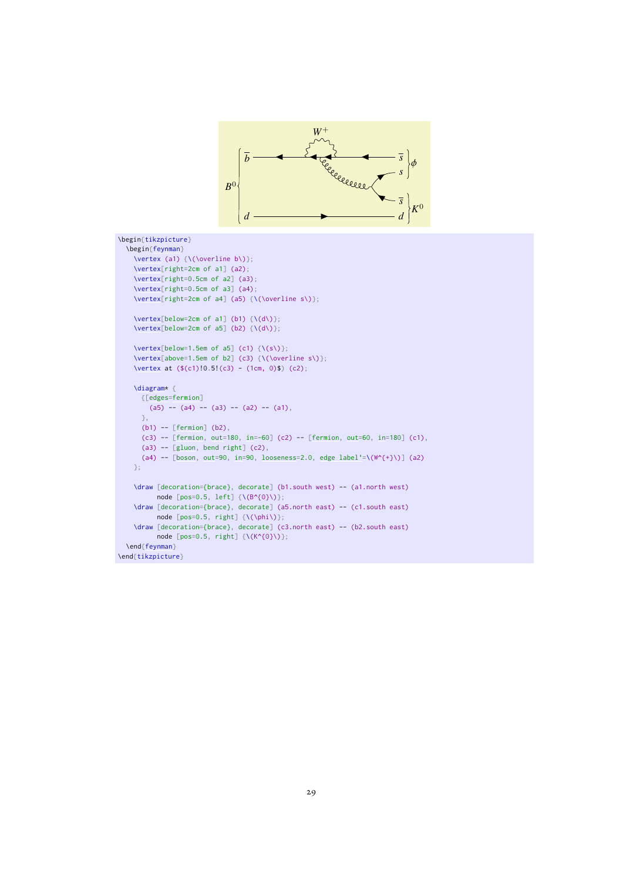```latex
\begin{tikzpicture}
  \begin{feynman}
    \vertex (a1) {\(\overline b\)};
    \vertex[right=2cm of a1] (a2);
    \vertex[right=0.5cm of a2] (a3);
    \vertex[right=0.5cm of a3] (a4);
    \vertex[right=2cm of a4] (a5) {\(\overline s\)};

    \vertex[below=2cm of a1] (b1) {\(d\)};
    \vertex[below=2cm of a5] (b2) {\(d\)};

    \vertex[below=1.5em of a5] (c1) {\(s\)};
    \vertex[above=1.5em of b2] (c3) {\(\overline s\)};
    \vertex at ($(c1)!0.5!(c3) - (1cm, 0)$) (c2);

    \diagram* {
      {[edges=fermion]
        (a5) -- (a4) -- (a3) -- (a2) -- (a1),
      },
      (b1) -- [fermion] (b2),
      (c3) -- [fermion, out=180, in=-60] (c2) -- [fermion, out=60, in=180] (c1),
      (a3) -- [gluon, bend right] (c2),
      (a4) -- [boson, out=90, in=90, looseness=2.0, edge label'=\(W^{+}\)] (a2)
    };

    \draw [decoration={brace}, decorate] (b1.south west) -- (a1.north west)
          node [pos=0.5, left] {\(B^{0}\)};
    \draw [decoration={brace}, decorate] (a5.north east) -- (c1.south east)
          node [pos=0.5, right] {\(\phi\)};
    \draw [decoration={brace}, decorate] (c3.north east) -- (b2.south east)
          node [pos=0.5, right] {\(K^{0}\)};
  \end{feynman}
\end{tikzpicture}
```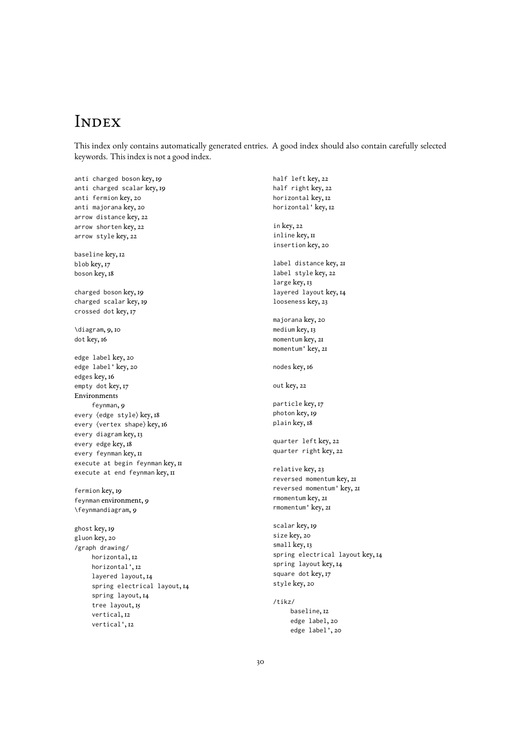# Index

This index only contains automatically generated entries. A good index should also contain carefully selected keywords. This index is not a good index.

`anti charged boson` key, 19
`anti charged scalar` key, 19
`anti fermion` key, 20
`anti majorana` key, 20
`arrow distance` key, 22
`arrow shorten` key, 22
`arrow style` key, 22

`baseline` key, 12
`blob` key, 17
`boson` key, 18

`charged boson` key, 19
`charged scalar` key, 19
`crossed dot` key, 17

`\diagram`, 9, 10
`dot` key, 16

`edge label` key, 20
`edge label'` key, 20
`edges` key, 16
`empty dot` key, 17
Environments
  `feynman`, 9
`every ⟨edge style⟩` key, 18
`every ⟨vertex shape⟩` key, 16
`every diagram` key, 13
`every edge` key, 18
`every feynman` key, 11
`execute at begin feynman` key, 11
`execute at end feynman` key, 11

`fermion` key, 19
`feynman` environment, 9
`\feynmandiagram`, 9

`ghost` key, 19
`gluon` key, 20
`/graph drawing/`
  `horizontal`, 12
  `horizontal'`, 12
  `layered layout`, 14
  `spring electrical layout`, 14
  `spring layout`, 14
  `tree layout`, 15
  `vertical`, 12
  `vertical'`, 12

`half left` key, 22
`half right` key, 22
`horizontal` key, 12
`horizontal'` key, 12

`in` key, 22
`inline` key, 11
`insertion` key, 20

`label distance` key, 21
`label style` key, 22
`large` key, 13
`layered layout` key, 14
`looseness` key, 23

`majorana` key, 20
`medium` key, 13
`momentum` key, 21
`momentum'` key, 21

`nodes` key, 16

`out` key, 22

`particle` key, 17
`photon` key, 19
`plain` key, 18

`quarter left` key, 22
`quarter right` key, 22

`relative` key, 23
`reversed momentum` key, 21
`reversed momentum'` key, 21
`rmomentum` key, 21
`rmomentum'` key, 21

`scalar` key, 19
`size` key, 20
`small` key, 13
`spring electrical layout` key, 14
`spring layout` key, 14
`square dot` key, 17
`style` key, 20

`/tikz/`
  `baseline`, 12
  `edge label`, 20
  `edge label'`, 20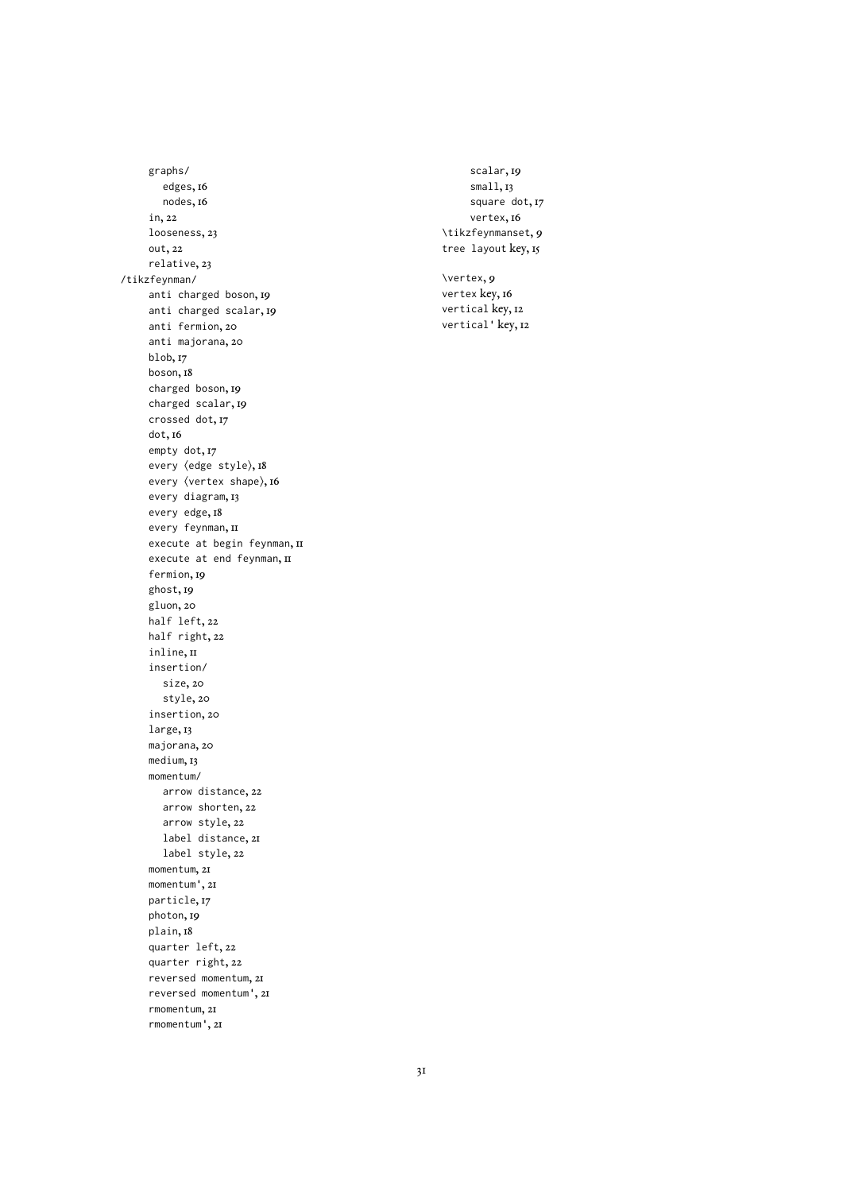graphs/
- edges, 16
- nodes, 16

in, 22
looseness, 23
out, 22
relative, 23

/tikzfeynman/
- anti charged boson, 19
- anti charged scalar, 19
- anti fermion, 20
- anti majorana, 20
- blob, 17
- boson, 18
- charged boson, 19
- charged scalar, 19
- crossed dot, 17
- dot, 16
- empty dot, 17
- every ⟨edge style⟩, 18
- every ⟨vertex shape⟩, 16
- every diagram, 13
- every edge, 18
- every feynman, 11
- execute at begin feynman, 11
- execute at end feynman, 11
- fermion, 19
- ghost, 19
- gluon, 20
- half left, 22
- half right, 22
- inline, 11
- insertion/
  - size, 20
  - style, 20
- insertion, 20
- large, 13
- majorana, 20
- medium, 13
- momentum/
  - arrow distance, 22
  - arrow shorten, 22
  - arrow style, 22
  - label distance, 21
  - label style, 22
- momentum, 21
- momentum', 21
- particle, 17
- photon, 19
- plain, 18
- quarter left, 22
- quarter right, 22
- reversed momentum, 21
- reversed momentum', 21
- rmomentum, 21
- rmomentum', 21
- scalar, 19
- small, 13
- square dot, 17
- vertex, 16

\tikzfeynmanset, 9
tree layout key, 15

\vertex, 9
vertex key, 16
vertical key, 12
vertical' key, 12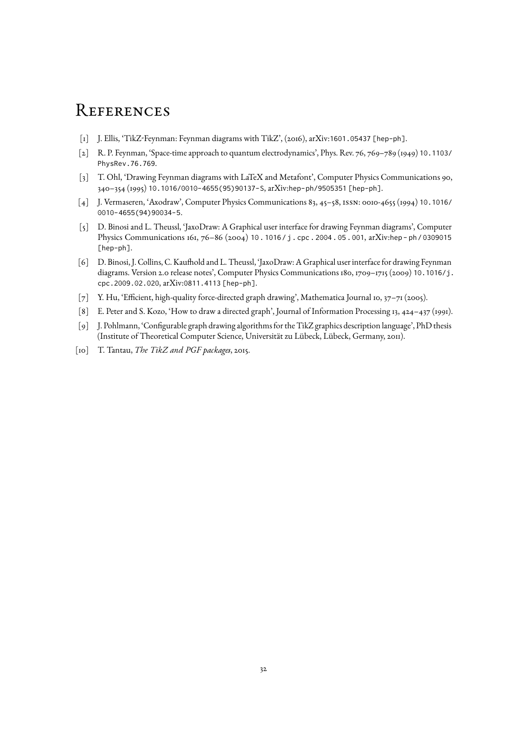# References

[1] J. Ellis, ‘TikZ-Feynman: Feynman diagrams with TikZ’, (2016), arXiv:1601.05437 [hep-ph].

[2] R. P. Feynman, ‘Space-time approach to quantum electrodynamics’, Phys. Rev. 76, 769–789 (1949) 10.1103/PhysRev.76.769.

[3] T. Ohl, ‘Drawing Feynman diagrams with LaTeX and Metafont’, Computer Physics Communications 90, 340–354 (1995) 10.1016/0010-4655(95)90137-S, arXiv:hep-ph/9505351 [hep-ph].

[4] J. Vermaseren, ‘Axodraw’, Computer Physics Communications 83, 45–58, ISSN: 0010-4655 (1994) 10.1016/0010-4655(94)90034-5.

[5] D. Binosi and L. Theussl, ‘JaxoDraw: A Graphical user interface for drawing Feynman diagrams’, Computer Physics Communications 161, 76–86 (2004) 10.1016/j.cpc.2004.05.001, arXiv:hep-ph/0309015 [hep-ph].

[6] D. Binosi, J. Collins, C. Kaufhold and L. Theussl, ‘JaxoDraw: A Graphical user interface for drawing Feynman diagrams. Version 2.0 release notes’, Computer Physics Communications 180, 1709–1715 (2009) 10.1016/j.cpc.2009.02.020, arXiv:0811.4113 [hep-ph].

[7] Y. Hu, ‘Efficient, high-quality force-directed graph drawing’, Mathematica Journal 10, 37–71 (2005).

[8] E. Peter and S. Kozo, ‘How to draw a directed graph’, Journal of Information Processing 13, 424–437 (1991).

[9] J. Pohlmann, ‘Configurable graph drawing algorithms for the TikZ graphics description language’, PhD thesis (Institute of Theoretical Computer Science, Universität zu Lübeck, Lübeck, Germany, 2011).

[10] T. Tantau, *The TikZ and PGF packages*, 2015.